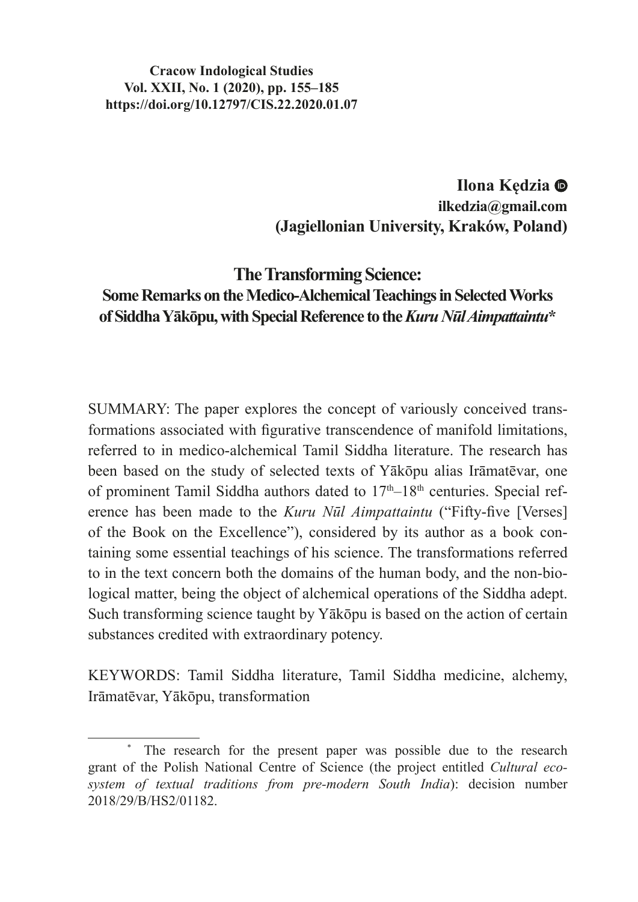**Cracow Indological Studies**
**Vol. XXII, No. 1 (2020), pp. 155–185**
**https://doi.org/10.12797/CIS.22.2020.01.07**

**Ilona Kędzia**
**ilkedzia@gmail.com**
**(Jagiellonian University, Kraków, Poland)**

# The Transforming Science: Some Remarks on the Medico-Alchemical Teachings in Selected Works of Siddha Yākōpu, with Special Reference to the *Kuru Nūl Aimpattaintu**

SUMMARY: The paper explores the concept of variously conceived transformations associated with figurative transcendence of manifold limitations, referred to in medico-alchemical Tamil Siddha literature. The research has been based on the study of selected texts of Yākōpu alias Irāmatēvar, one of prominent Tamil Siddha authors dated to 17th–18th centuries. Special reference has been made to the *Kuru Nūl Aimpattaintu* ("Fifty-five [Verses] of the Book on the Excellence"), considered by its author as a book containing some essential teachings of his science. The transformations referred to in the text concern both the domains of the human body, and the non-biological matter, being the object of alchemical operations of the Siddha adept. Such transforming science taught by Yākōpu is based on the action of certain substances credited with extraordinary potency.

KEYWORDS: Tamil Siddha literature, Tamil Siddha medicine, alchemy, Irāmatēvar, Yākōpu, transformation

\* The research for the present paper was possible due to the research grant of the Polish National Centre of Science (the project entitled *Cultural ecosystem of textual traditions from pre-modern South India*): decision number 2018/29/B/HS2/01182.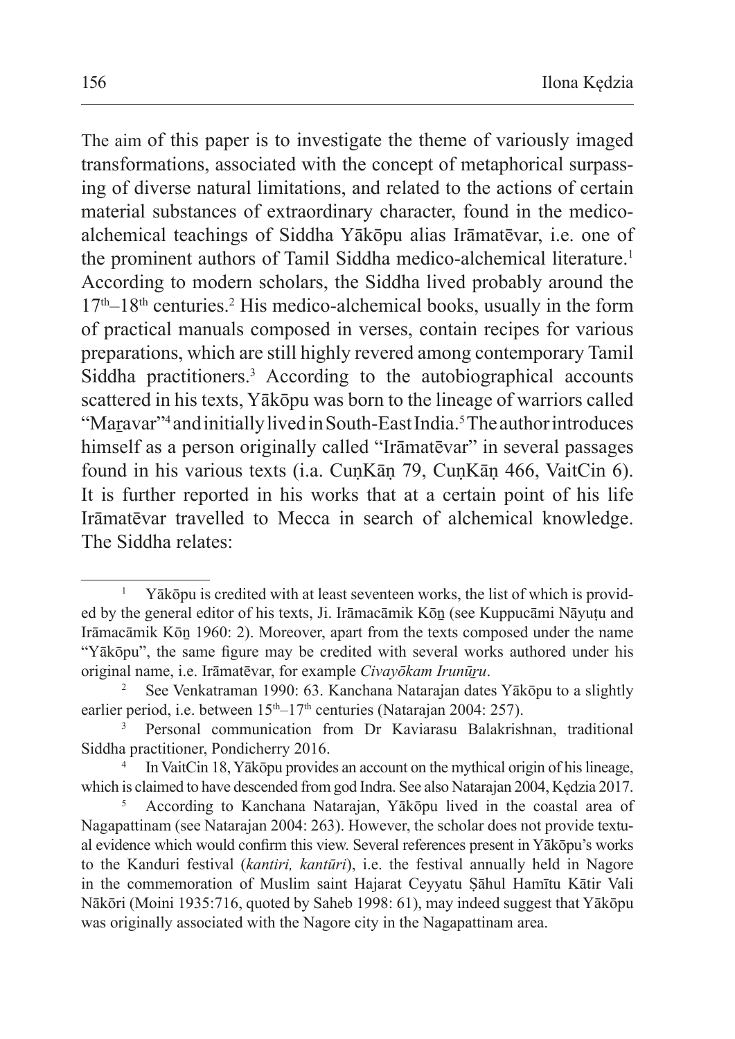The aim of this paper is to investigate the theme of variously imaged transformations, associated with the concept of metaphorical surpassing of diverse natural limitations, and related to the actions of certain material substances of extraordinary character, found in the medico-alchemical teachings of Siddha Yākōpu alias Irāmatēvar, i.e. one of the prominent authors of Tamil Siddha medico-alchemical literature.[1] According to modern scholars, the Siddha lived probably around the 17th–18th centuries.[2] His medico-alchemical books, usually in the form of practical manuals composed in verses, contain recipes for various preparations, which are still highly revered among contemporary Tamil Siddha practitioners.[3] According to the autobiographical accounts scattered in his texts, Yākōpu was born to the lineage of warriors called "Maṟavar"[4] and initially lived in South-East India.[5] The author introduces himself as a person originally called "Irāmatēvar" in several passages found in his various texts (i.a. CuṇKāṇ 79, CuṇKāṇ 466, VaitCin 6). It is further reported in his works that at a certain point of his life Irāmatēvar travelled to Mecca in search of alchemical knowledge. The Siddha relates:

[1] Yākōpu is credited with at least seventeen works, the list of which is provided by the general editor of his texts, Ji. Irāmacāmik Kōṉ (see Kuppucāmi Nāyuṭu and Irāmacāmik Kōṉ 1960: 2). Moreover, apart from the texts composed under the name "Yākōpu", the same figure may be credited with several works authored under his original name, i.e. Irāmatēvar, for example *Civayōkam Irunūṟu*.

[2] See Venkatraman 1990: 63. Kanchana Natarajan dates Yākōpu to a slightly earlier period, i.e. between 15th–17th centuries (Natarajan 2004: 257).

[3] Personal communication from Dr Kaviarasu Balakrishnan, traditional Siddha practitioner, Pondicherry 2016.

[4] In VaitCin 18, Yākōpu provides an account on the mythical origin of his lineage, which is claimed to have descended from god Indra. See also Natarajan 2004, Kędzia 2017.

[5] According to Kanchana Natarajan, Yākōpu lived in the coastal area of Nagapattinam (see Natarajan 2004: 263). However, the scholar does not provide textual evidence which would confirm this view. Several references present in Yākōpu's works to the Kanduri festival (*kantiri, kantūri*), i.e. the festival annually held in Nagore in the commemoration of Muslim saint Hajarat Ceyyatu Ṣāhul Hamītu Kātir Vali Nākōri (Moini 1935:716, quoted by Saheb 1998: 61), may indeed suggest that Yākōpu was originally associated with the Nagore city in the Nagapattinam area.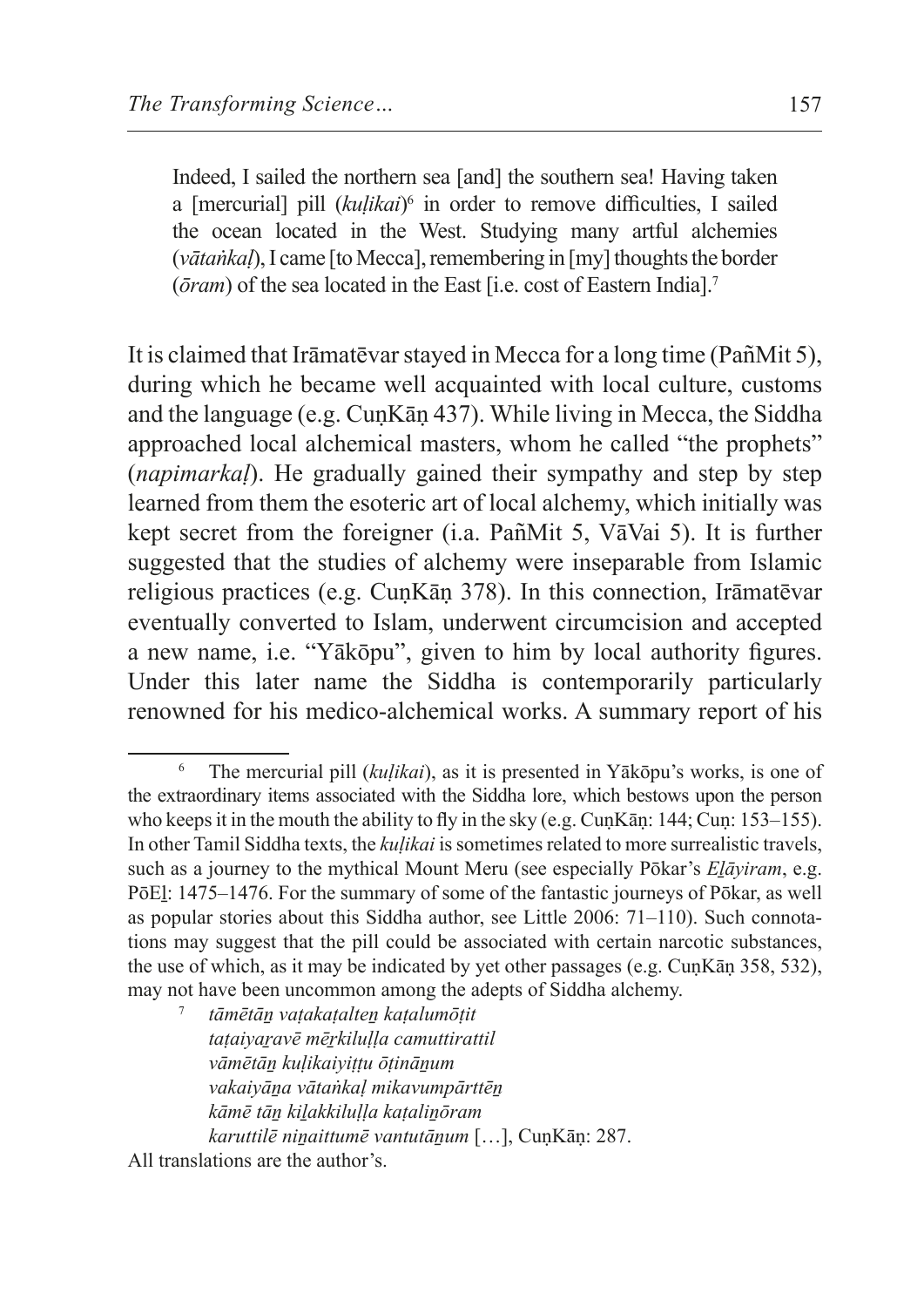Indeed, I sailed the northern sea [and] the southern sea! Having taken a [mercurial] pill (*kuḷikai*)[6] in order to remove difficulties, I sailed the ocean located in the West. Studying many artful alchemies (*vātaṅkaḷ*), I came [to Mecca], remembering in [my] thoughts the border (*ōram*) of the sea located in the East [i.e. cost of Eastern India].[7]

It is claimed that Irāmatēvar stayed in Mecca for a long time (PañMit 5), during which he became well acquainted with local culture, customs and the language (e.g. CuṇKāṇ 437). While living in Mecca, the Siddha approached local alchemical masters, whom he called "the prophets" (*napimarkaḷ*). He gradually gained their sympathy and step by step learned from them the esoteric art of local alchemy, which initially was kept secret from the foreigner (i.a. PañMit 5, VāVai 5). It is further suggested that the studies of alchemy were inseparable from Islamic religious practices (e.g. CuṇKāṇ 378). In this connection, Irāmatēvar eventually converted to Islam, underwent circumcision and accepted a new name, i.e. "Yākōpu", given to him by local authority figures. Under this later name the Siddha is contemporarily particularly renowned for his medico-alchemical works. A summary report of his

---

[6] The mercurial pill (*kuḷikai*), as it is presented in Yākōpu's works, is one of the extraordinary items associated with the Siddha lore, which bestows upon the person who keeps it in the mouth the ability to fly in the sky (e.g. CuṇKāṇ: 144; Cuṇ: 153–155). In other Tamil Siddha texts, the *kuḷikai* is sometimes related to more surrealistic travels, such as a journey to the mythical Mount Meru (see especially Pōkar's *Eḻāyiram*, e.g. PōEḻ: 1475–1476. For the summary of some of the fantastic journeys of Pōkar, as well as popular stories about this Siddha author, see Little 2006: 71–110). Such connotations may suggest that the pill could be associated with certain narcotic substances, the use of which, as it may be indicated by yet other passages (e.g. CuṇKāṇ 358, 532), may not have been uncommon among the adepts of Siddha alchemy.

[7] *tāmētāṉ vaṭakaṭalteṉ kaṭalumōṭit*
*taṭaiyaṟavē mēṟkiluḷḷa camuttirattil*
*vāmētāṉ kuḷikaiyiṭṭu ōṭiṉāṉum*
*vakaiyāṉa vātaṅkaḷ mikavumpārttēṉ*
*kāmē tāṉ kiḻakkiluḷḷa kaṭaliṉōram*
*karuttilē niṉaittumē vantutāṉum* […], CuṇKāṇ: 287.

All translations are the author's.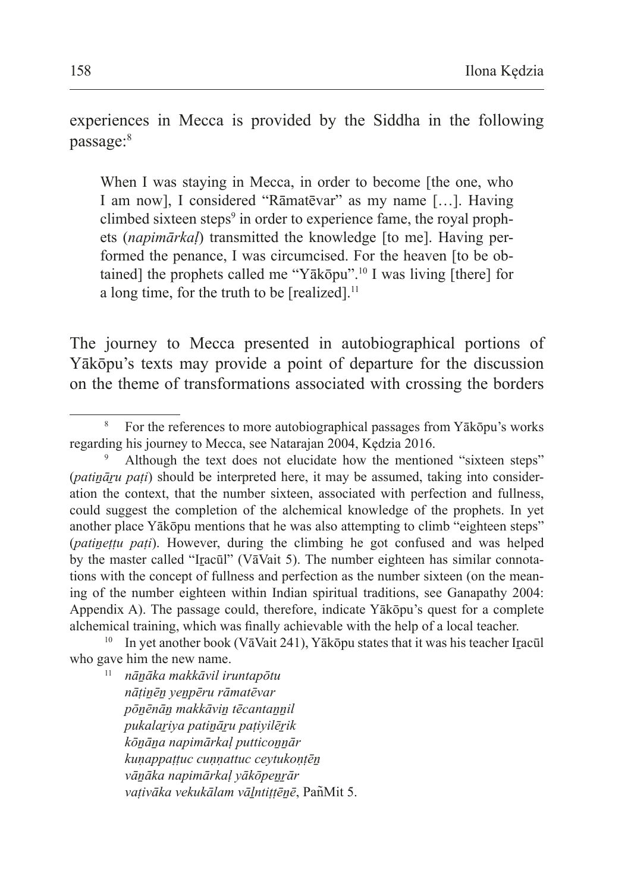experiences in Mecca is provided by the Siddha in the following passage:[8]

> When I was staying in Mecca, in order to become [the one, who I am now], I considered "Rāmatēvar" as my name […]. Having climbed sixteen steps[9] in order to experience fame, the royal prophets (*napimārkaḷ*) transmitted the knowledge [to me]. Having performed the penance, I was circumcised. For the heaven [to be obtained] the prophets called me "Yākōpu".[10] I was living [there] for a long time, for the truth to be [realized].[11]

The journey to Mecca presented in autobiographical portions of Yākōpu's texts may provide a point of departure for the discussion on the theme of transformations associated with crossing the borders

---

[8] For the references to more autobiographical passages from Yākōpu's works regarding his journey to Mecca, see Natarajan 2004, Kędzia 2016.

[9] Although the text does not elucidate how the mentioned "sixteen steps" (*patiṉāṟu paṭi*) should be interpreted here, it may be assumed, taking into consideration the context, that the number sixteen, associated with perfection and fullness, could suggest the completion of the alchemical knowledge of the prophets. In yet another place Yākōpu mentions that he was also attempting to climb "eighteen steps" (*patiṉeṭṭu paṭi*). However, during the climbing he got confused and was helped by the master called "Iṟacūl" (VāVait 5). The number eighteen has similar connotations with the concept of fullness and perfection as the number sixteen (on the meaning of the number eighteen within Indian spiritual traditions, see Ganapathy 2004: Appendix A). The passage could, therefore, indicate Yākōpu's quest for a complete alchemical training, which was finally achievable with the help of a local teacher.

[10] In yet another book (VāVait 241), Yākōpu states that it was his teacher Iṟacūl who gave him the new name.

[11] *nāṉāka makkāvil iruntapōtu*
*nāṭiṉēṉ yeṉpēru rāmatēvar*
*pōṉēṉāṉ makkāviṉ tēcantaṉṉil*
*pukalaṟiya patiṉāṟu paṭiyilēṟik*
*kōṉāṉa napimārkaḷ putticoṉṉār*
*kuṇappaṭṭuc cuṇṇattuc ceytukoṇṭēṉ*
*vāṉāka napimārkaḷ yākōpeṉṟār*
*vaṭivāka vekukālam vāḻntiṭṭēṉē*, PañMit 5.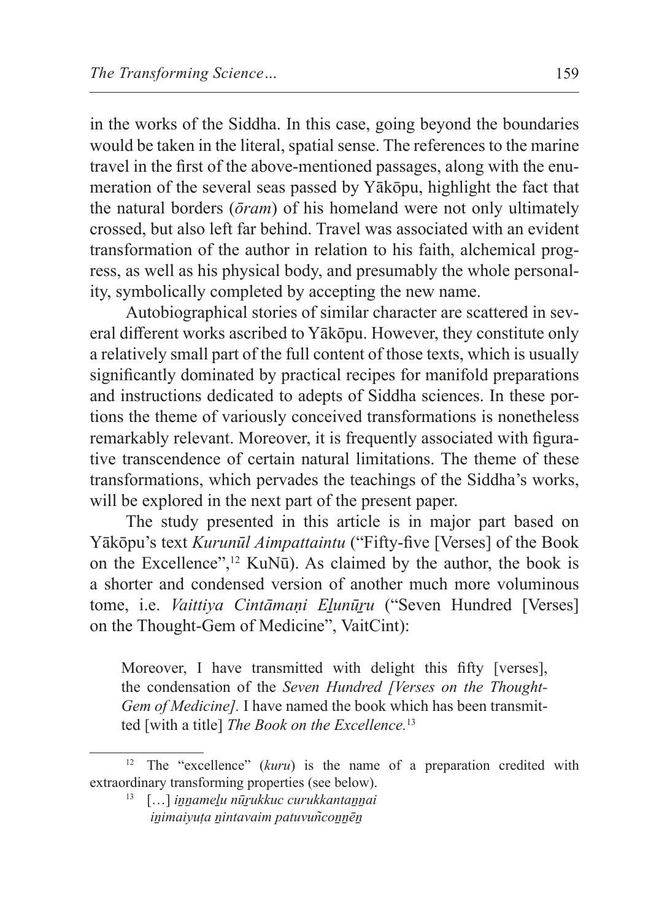in the works of the Siddha. In this case, going beyond the boundaries would be taken in the literal, spatial sense. The references to the marine travel in the first of the above-mentioned passages, along with the enumeration of the several seas passed by Yākōpu, highlight the fact that the natural borders (*ōram*) of his homeland were not only ultimately crossed, but also left far behind. Travel was associated with an evident transformation of the author in relation to his faith, alchemical progress, as well as his physical body, and presumably the whole personality, symbolically completed by accepting the new name.

Autobiographical stories of similar character are scattered in several different works ascribed to Yākōpu. However, they constitute only a relatively small part of the full content of those texts, which is usually significantly dominated by practical recipes for manifold preparations and instructions dedicated to adepts of Siddha sciences. In these portions the theme of variously conceived transformations is nonetheless remarkably relevant. Moreover, it is frequently associated with figurative transcendence of certain natural limitations. The theme of these transformations, which pervades the teachings of the Siddha's works, will be explored in the next part of the present paper.

The study presented in this article is in major part based on Yākōpu's text *Kurunūl Aimpattaintu* ("Fifty-five [Verses] of the Book on the Excellence",[12] KuNū). As claimed by the author, the book is a shorter and condensed version of another much more voluminous tome, i.e. *Vaittiya Cintāmaṇi Eḻunūṟu* ("Seven Hundred [Verses] on the Thought-Gem of Medicine", VaitCint):

> Moreover, I have transmitted with delight this fifty [verses], the condensation of the *Seven Hundred [Verses on the Thought-Gem of Medicine]*. I have named the book which has been transmitted [with a title] *The Book on the Excellence.*[13]

---

[12] The "excellence" (*kuru*) is the name of a preparation credited with extraordinary transforming properties (see below).

[13] […] *iṉṉameḻu nūṟukkuc curukkantaṉṉai*
*iṉimaiyuṭa ṉintavaim patuvuñcoṉṉēṉ*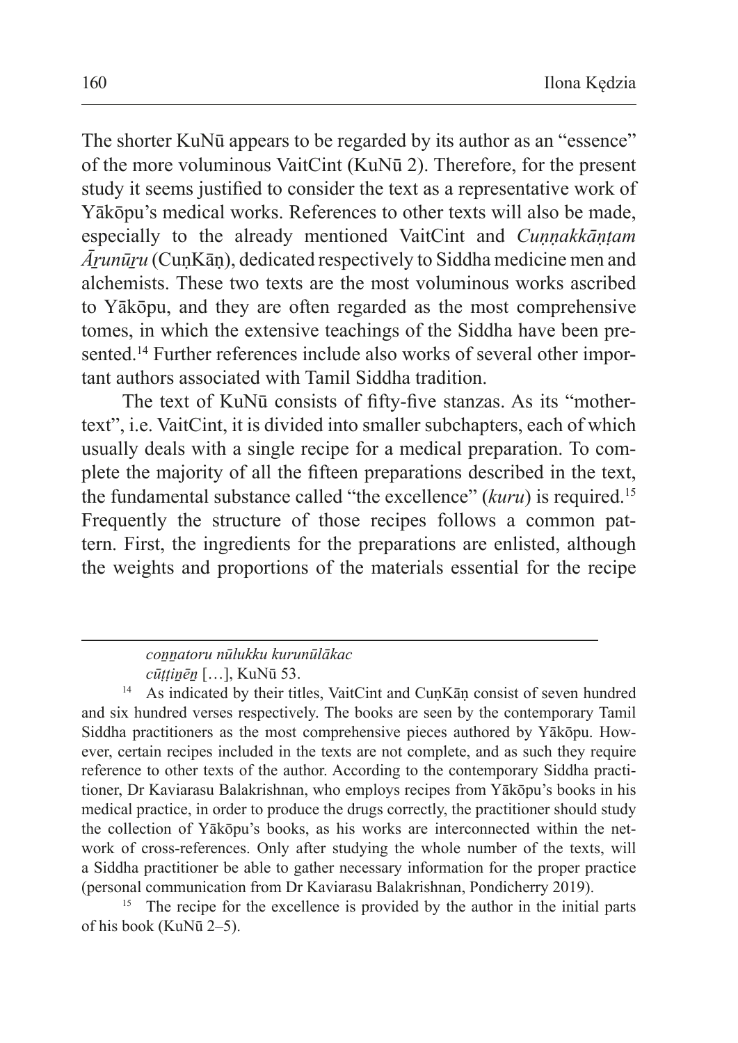The shorter KuNū appears to be regarded by its author as an "essence" of the more voluminous VaitCint (KuNū 2). Therefore, for the present study it seems justified to consider the text as a representative work of Yākōpu's medical works. References to other texts will also be made, especially to the already mentioned VaitCint and *Cuṇṇakkāṇṭam Āṟunūṟu* (CuṇKāṇ), dedicated respectively to Siddha medicine men and alchemists. These two texts are the most voluminous works ascribed to Yākōpu, and they are often regarded as the most comprehensive tomes, in which the extensive teachings of the Siddha have been presented.[14] Further references include also works of several other important authors associated with Tamil Siddha tradition.

The text of KuNū consists of fifty-five stanzas. As its "mother-text", i.e. VaitCint, it is divided into smaller subchapters, each of which usually deals with a single recipe for a medical preparation. To complete the majority of all the fifteen preparations described in the text, the fundamental substance called "the excellence" (*kuru*) is required.[15] Frequently the structure of those recipes follows a common pattern. First, the ingredients for the preparations are enlisted, although the weights and proportions of the materials essential for the recipe

---

*coṉṉatoru nūlukku kurunūlākac*
*cūṭṭiṉēṉ* […], KuNū 53.

[14] As indicated by their titles, VaitCint and CuṇKāṇ consist of seven hundred and six hundred verses respectively. The books are seen by the contemporary Tamil Siddha practitioners as the most comprehensive pieces authored by Yākōpu. However, certain recipes included in the texts are not complete, and as such they require reference to other texts of the author. According to the contemporary Siddha practitioner, Dr Kaviarasu Balakrishnan, who employs recipes from Yākōpu's books in his medical practice, in order to produce the drugs correctly, the practitioner should study the collection of Yākōpu's books, as his works are interconnected within the network of cross-references. Only after studying the whole number of the texts, will a Siddha practitioner be able to gather necessary information for the proper practice (personal communication from Dr Kaviarasu Balakrishnan, Pondicherry 2019).

[15] The recipe for the excellence is provided by the author in the initial parts of his book (KuNū 2–5).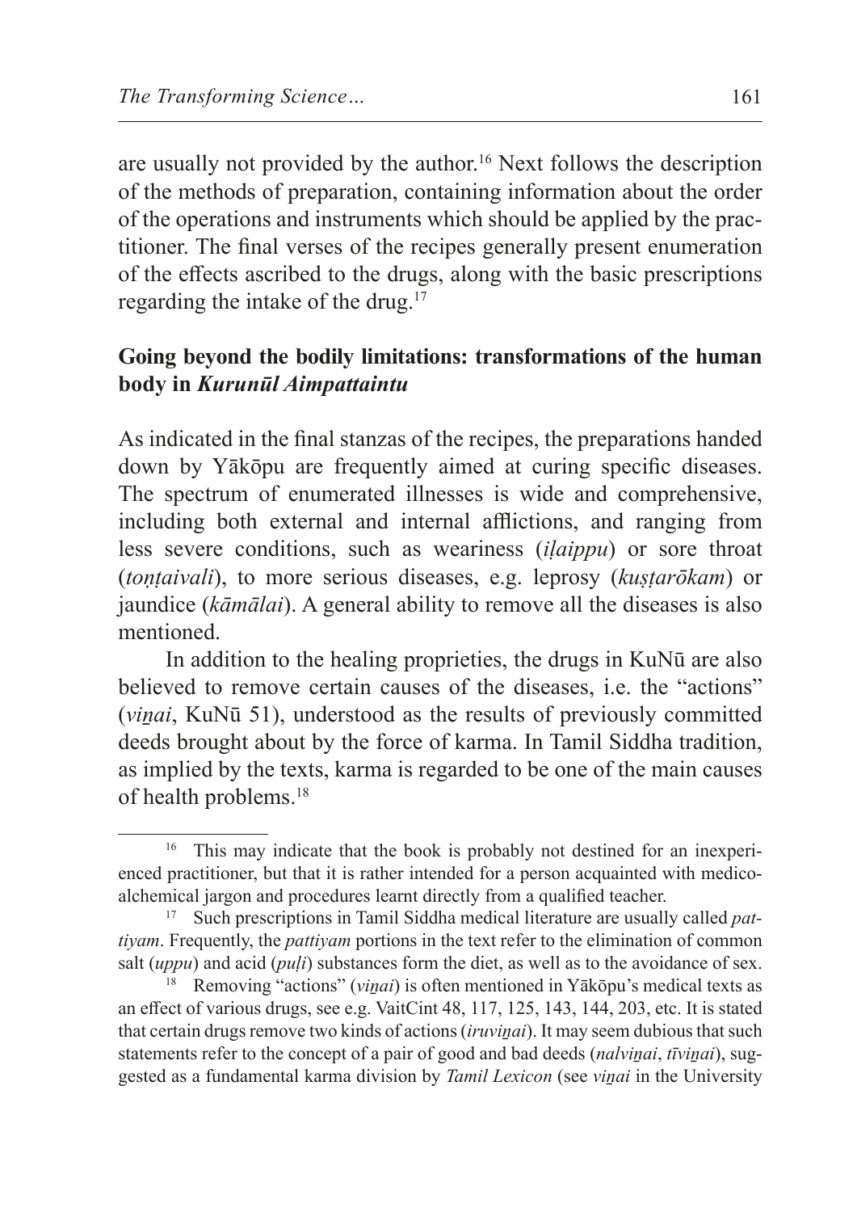are usually not provided by the author.[16] Next follows the description of the methods of preparation, containing information about the order of the operations and instruments which should be applied by the practitioner. The final verses of the recipes generally present enumeration of the effects ascribed to the drugs, along with the basic prescriptions regarding the intake of the drug.[17]

## Going beyond the bodily limitations: transformations of the human body in *Kurunūl Aimpattaintu*

As indicated in the final stanzas of the recipes, the preparations handed down by Yākōpu are frequently aimed at curing specific diseases. The spectrum of enumerated illnesses is wide and comprehensive, including both external and internal afflictions, and ranging from less severe conditions, such as weariness (*iḷaippu*) or sore throat (*toṇṭaivali*), to more serious diseases, e.g. leprosy (*kuṣṭarōkam*) or jaundice (*kāmālai*). A general ability to remove all the diseases is also mentioned.

In addition to the healing proprieties, the drugs in KuNū are also believed to remove certain causes of the diseases, i.e. the "actions" (*viṉai*, KuNū 51), understood as the results of previously committed deeds brought about by the force of karma. In Tamil Siddha tradition, as implied by the texts, karma is regarded to be one of the main causes of health problems.[18]

---

[16] This may indicate that the book is probably not destined for an inexperienced practitioner, but that it is rather intended for a person acquainted with medico-alchemical jargon and procedures learnt directly from a qualified teacher.

[17] Such prescriptions in Tamil Siddha medical literature are usually called *pattiyam*. Frequently, the *pattiyam* portions in the text refer to the elimination of common salt (*uppu*) and acid (*puḷi*) substances form the diet, as well as to the avoidance of sex.

[18] Removing "actions" (*viṉai*) is often mentioned in Yākōpu's medical texts as an effect of various drugs, see e.g. VaitCint 48, 117, 125, 143, 144, 203, etc. It is stated that certain drugs remove two kinds of actions (*iruviṉai*). It may seem dubious that such statements refer to the concept of a pair of good and bad deeds (*nalviṉai*, *tīviṉai*), suggested as a fundamental karma division by *Tamil Lexicon* (see *viṉai* in the University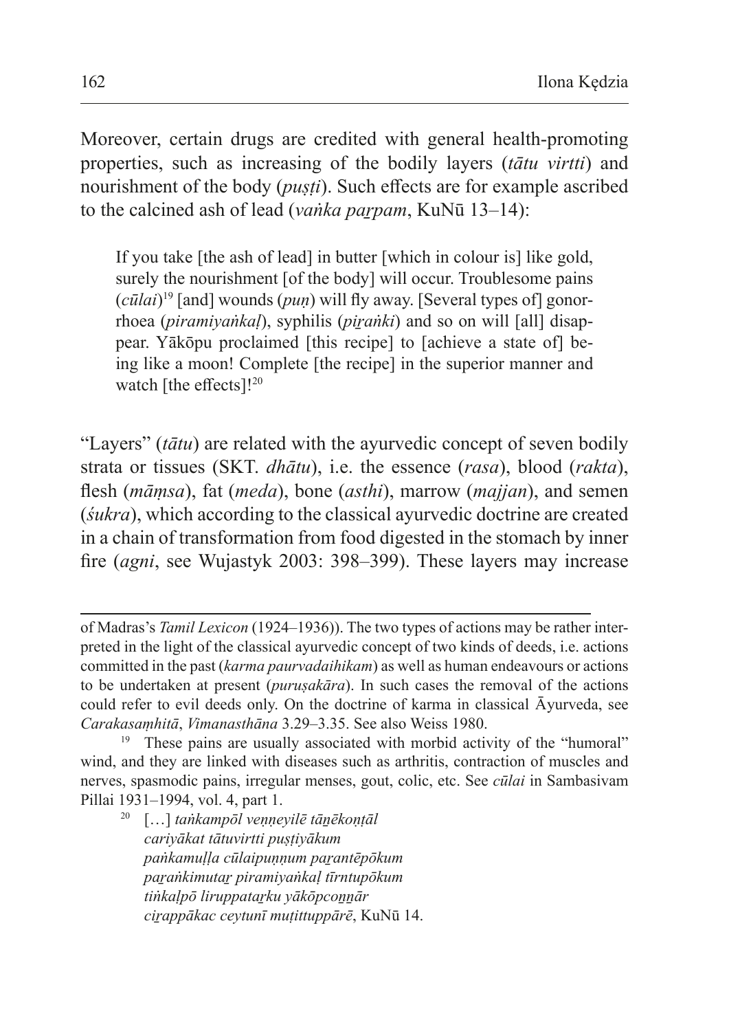Moreover, certain drugs are credited with general health-promoting properties, such as increasing of the bodily layers (*tātu virtti*) and nourishment of the body (*puṣṭi*). Such effects are for example ascribed to the calcined ash of lead (*vaṅka paṟpam*, KuNū 13–14):

> If you take [the ash of lead] in butter [which in colour is] like gold, surely the nourishment [of the body] will occur. Troublesome pains (*cūlai*)[19] [and] wounds (*puṇ*) will fly away. [Several types of] gonorrhoea (*piramiyaṅkaḷ*), syphilis (*piṟaṅki*) and so on will [all] disappear. Yākōpu proclaimed [this recipe] to [achieve a state of] being like a moon! Complete [the recipe] in the superior manner and watch [the effects]![20]

"Layers" (*tātu*) are related with the ayurvedic concept of seven bodily strata or tissues (SKT. *dhātu*), i.e. the essence (*rasa*), blood (*rakta*), flesh (*māṃsa*), fat (*meda*), bone (*asthi*), marrow (*majjan*), and semen (*śukra*), which according to the classical ayurvedic doctrine are created in a chain of transformation from food digested in the stomach by inner fire (*agni*, see Wujastyk 2003: 398–399). These layers may increase

---

of Madras's *Tamil Lexicon* (1924–1936)). The two types of actions may be rather interpreted in the light of the classical ayurvedic concept of two kinds of deeds, i.e. actions committed in the past (*karma paurvadaihikam*) as well as human endeavours or actions to be undertaken at present (*puruṣakāra*). In such cases the removal of the actions could refer to evil deeds only. On the doctrine of karma in classical Āyurveda, see *Carakasaṃhitā*, *Vimanasthāna* 3.29–3.35. See also Weiss 1980.

[19] These pains are usually associated with morbid activity of the "humoral" wind, and they are linked with diseases such as arthritis, contraction of muscles and nerves, spasmodic pains, irregular menses, gout, colic, etc. See *cūlai* in Sambasivam Pillai 1931–1994, vol. 4, part 1.

[20] […] *taṅkampōl veṇṇeyilē tāṉēkoṇṭāl*
*cariyākat tātuvirtti puṣṭiyākum*
*paṅkamuḷḷa cūlaipuṇṇum paṟantēpōkum*
*paṟaṅkimutaṟ piramiyaṅkaḷ tīrntupōkum*
*tiṅkaḷpō liruppataṟku yākōpcoṉṉār*
*ciṟappākac ceytunī muṭittuppārē*, KuNū 14.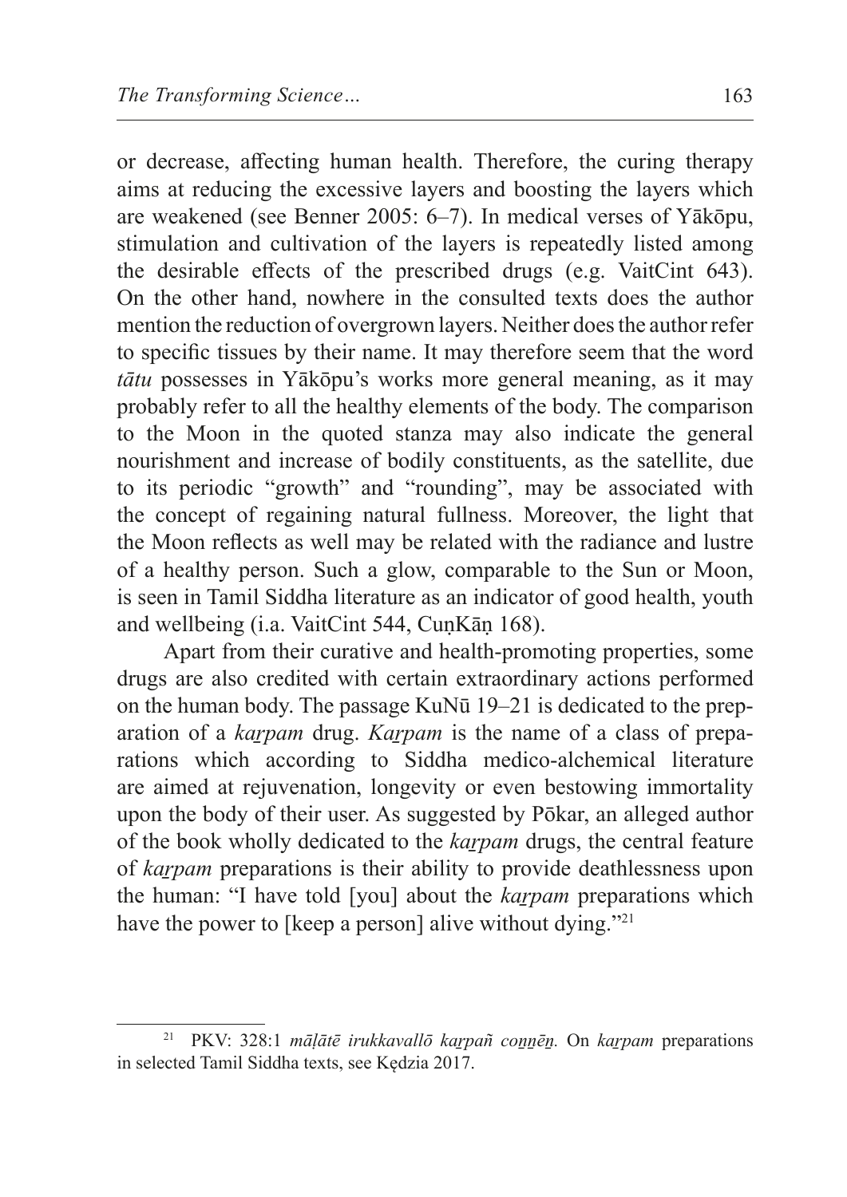or decrease, affecting human health. Therefore, the curing therapy aims at reducing the excessive layers and boosting the layers which are weakened (see Benner 2005: 6–7). In medical verses of Yākōpu, stimulation and cultivation of the layers is repeatedly listed among the desirable effects of the prescribed drugs (e.g. VaitCint 643). On the other hand, nowhere in the consulted texts does the author mention the reduction of overgrown layers. Neither does the author refer to specific tissues by their name. It may therefore seem that the word *tātu* possesses in Yākōpu's works more general meaning, as it may probably refer to all the healthy elements of the body. The comparison to the Moon in the quoted stanza may also indicate the general nourishment and increase of bodily constituents, as the satellite, due to its periodic "growth" and "rounding", may be associated with the concept of regaining natural fullness. Moreover, the light that the Moon reflects as well may be related with the radiance and lustre of a healthy person. Such a glow, comparable to the Sun or Moon, is seen in Tamil Siddha literature as an indicator of good health, youth and wellbeing (i.a. VaitCint 544, CuṇKāṇ 168).

Apart from their curative and health-promoting properties, some drugs are also credited with certain extraordinary actions performed on the human body. The passage KuNū 19–21 is dedicated to the preparation of a *kaṟpam* drug. *Kaṟpam* is the name of a class of preparations which according to Siddha medico-alchemical literature are aimed at rejuvenation, longevity or even bestowing immortality upon the body of their user. As suggested by Pōkar, an alleged author of the book wholly dedicated to the *kaṟpam* drugs, the central feature of *kaṟpam* preparations is their ability to provide deathlessness upon the human: "I have told [you] about the *kaṟpam* preparations which have the power to [keep a person] alive without dying."[21]

---

[21] PKV: 328:1 *māḷātē irukkavallō kaṟpañ coṉṉēṉ*. On *kaṟpam* preparations in selected Tamil Siddha texts, see Kędzia 2017.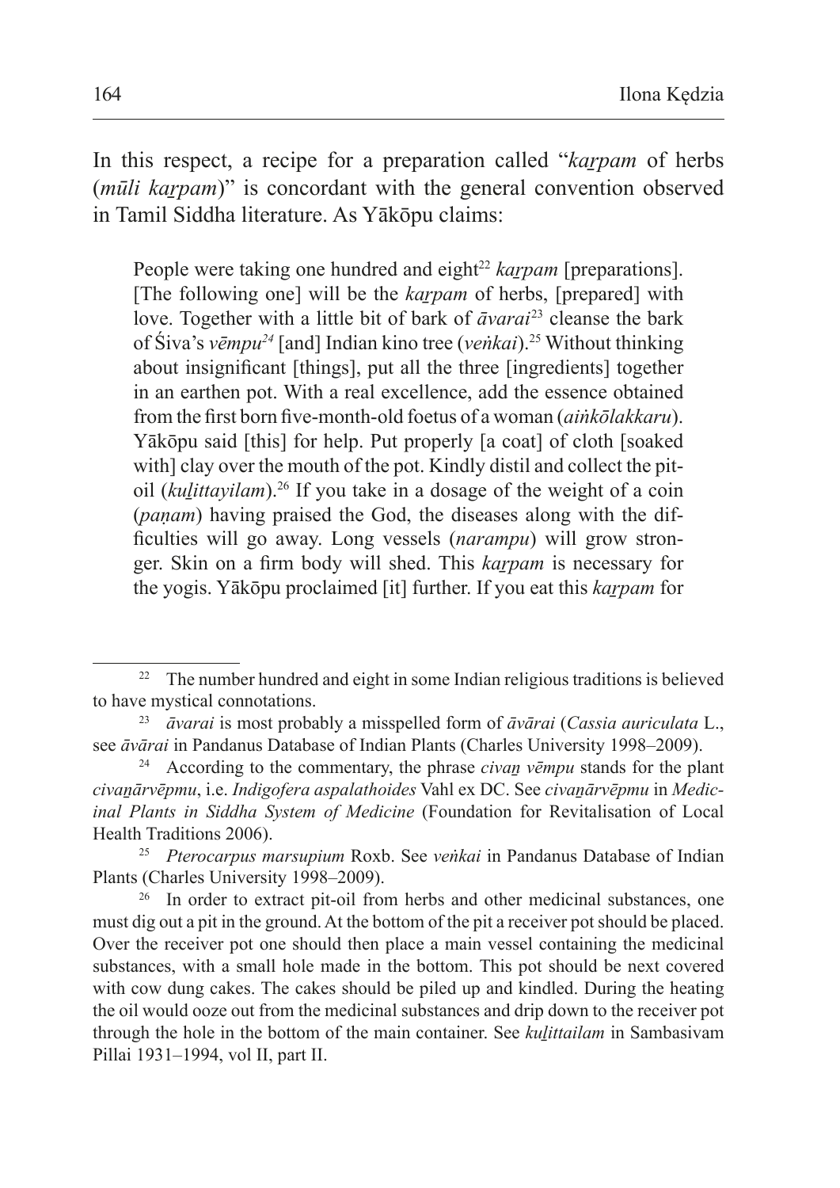In this respect, a recipe for a preparation called "*kaṟpam* of herbs (*mūli kaṟpam*)" is concordant with the general convention observed in Tamil Siddha literature. As Yākōpu claims:

> People were taking one hundred and eight[22] *kaṟpam* [preparations]. [The following one] will be the *kaṟpam* of herbs, [prepared] with love. Together with a little bit of bark of *āvarai*[23] cleanse the bark of Śiva's *vēmpu*[24] [and] Indian kino tree (*veṅkai*).[25] Without thinking about insignificant [things], put all the three [ingredients] together in an earthen pot. With a real excellence, add the essence obtained from the first born five-month-old foetus of a woman (*aiṅkōlakkaru*). Yākōpu said [this] for help. Put properly [a coat] of cloth [soaked with] clay over the mouth of the pot. Kindly distil and collect the pit-oil (*kuḻittayilam*).[26] If you take in a dosage of the weight of a coin (*paṇam*) having praised the God, the diseases along with the difficulties will go away. Long vessels (*narampu*) will grow stronger. Skin on a firm body will shed. This *kaṟpam* is necessary for the yogis. Yākōpu proclaimed [it] further. If you eat this *kaṟpam* for

---

[22] The number hundred and eight in some Indian religious traditions is believed to have mystical connotations.

[23] *āvarai* is most probably a misspelled form of *āvārai* (*Cassia auriculata* L., see *āvārai* in Pandanus Database of Indian Plants (Charles University 1998–2009).

[24] According to the commentary, the phrase *civaṉ vēmpu* stands for the plant *civaṉārvēpmu*, i.e. *Indigofera aspalathoides* Vahl ex DC. See *civaṉārvēpmu* in *Medicinal Plants in Siddha System of Medicine* (Foundation for Revitalisation of Local Health Traditions 2006).

[25] *Pterocarpus marsupium* Roxb. See *veṅkai* in Pandanus Database of Indian Plants (Charles University 1998–2009).

[26] In order to extract pit-oil from herbs and other medicinal substances, one must dig out a pit in the ground. At the bottom of the pit a receiver pot should be placed. Over the receiver pot one should then place a main vessel containing the medicinal substances, with a small hole made in the bottom. This pot should be next covered with cow dung cakes. The cakes should be piled up and kindled. During the heating the oil would ooze out from the medicinal substances and drip down to the receiver pot through the hole in the bottom of the main container. See *kuḻittailam* in Sambasivam Pillai 1931–1994, vol II, part II.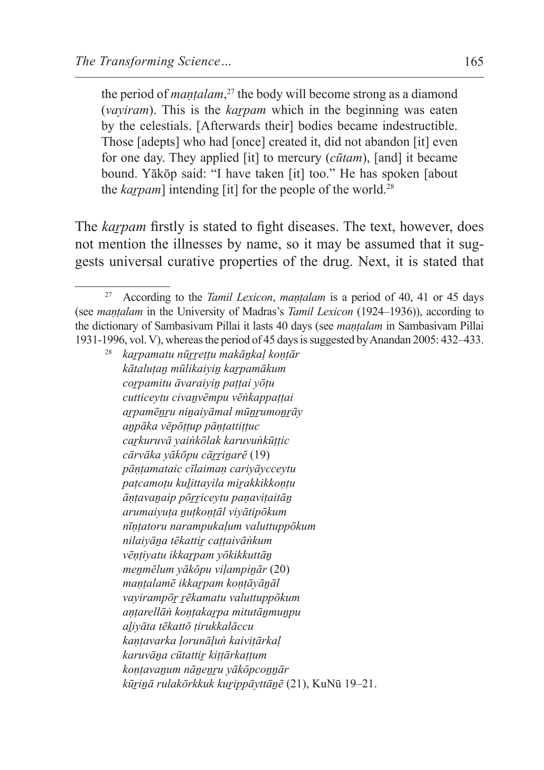the period of *maṇṭalam*,[27] the body will become strong as a diamond (*vayiram*). This is the *kaṟpam* which in the beginning was eaten by the celestials. [Afterwards their] bodies became indestructible. Those [adepts] who had [once] created it, did not abandon [it] even for one day. They applied [it] to mercury (*cūtam*), [and] it became bound. Yākōp said: "I have taken [it] too." He has spoken [about the *kaṟpam*] intending [it] for the people of the world.[28]

The *kaṟpam* firstly is stated to fight diseases. The text, however, does not mention the illnesses by name, so it may be assumed that it suggests universal curative properties of the drug. Next, it is stated that

---

[27] According to the *Tamil Lexicon*, *maṇṭalam* is a period of 40, 41 or 45 days (see *maṇṭalam* in the University of Madras's *Tamil Lexicon* (1924–1936)), according to the dictionary of Sambasivam Pillai it lasts 40 days (see *maṇṭalam* in Sambasivam Pillai 1931-1996, vol. V), whereas the period of 45 days is suggested by Anandan 2005: 432–433.

[28] *kaṟpamatu nūṟṟeṭṭu makāṉkaḷ koṇṭār*
*kātaluṭaṉ mūlikaiyiṉ kaṟpamākum*
*coṟpamitu āvaraiyiṉ paṭṭai yōṭu*
*cutticeytu civaṉvēmpu vēṅkappaṭṭai*
*aṟpamēṉṟu niṉaiyāmal mūṉṟumoṉṟāy*
*aṉpāka vēpōṭṭup pāṇṭattiṭṭuc*
*caṟkuruvā yaiṅkōlak karuvuṅkūṭṭic*
*cārvāka yākōpu cāṟṟiṉarē* (19)
*pāṇṭamataic cīlaimaṇ cariyāycceytu*
*paṭcamoṭu kuḻittayila miṟakkikkoṇṭu*
*āṇṭavaṉaip pōṟṟiceytu paṇaviṭaitāṉ*
*arumaiyuṭa ṉuṭkoṇṭāl viyātipōkum*
*nīṇṭatoru narampukaḷum valuttuppōkum*
*nilaiyāṉa tēkattiṟ caṭṭaivāṅkum*
*vēṇṭiyatu ikkaṟpam yōkikkuttāṉ*
*meṉmēlum yākōpu viḷampiṉār* (20)
*maṇṭalamē ikkaṟpam koṇṭāyāṉāl*
*vayirampōṟ ṟēkamatu valuttuppōkum*
*aṇṭarellāṅ koṇṭakaṟpa mitutāṉmuṉpu*
*aḻiyāta tēkattō ṭirukkalāccu*
*kaṇṭavarka ḷorunāḷuṅ kaiviṭārkaḷ*
*karuvāṉa cūtattiṟ kiṭṭārkaṭṭum*
*koṇṭavaṉum nāṉeṉṟu yākōpcoṉṉār*
*kūṟiṉā rulakōrkkuk kuṟippāyttāṉē* (21), KuNū 19–21.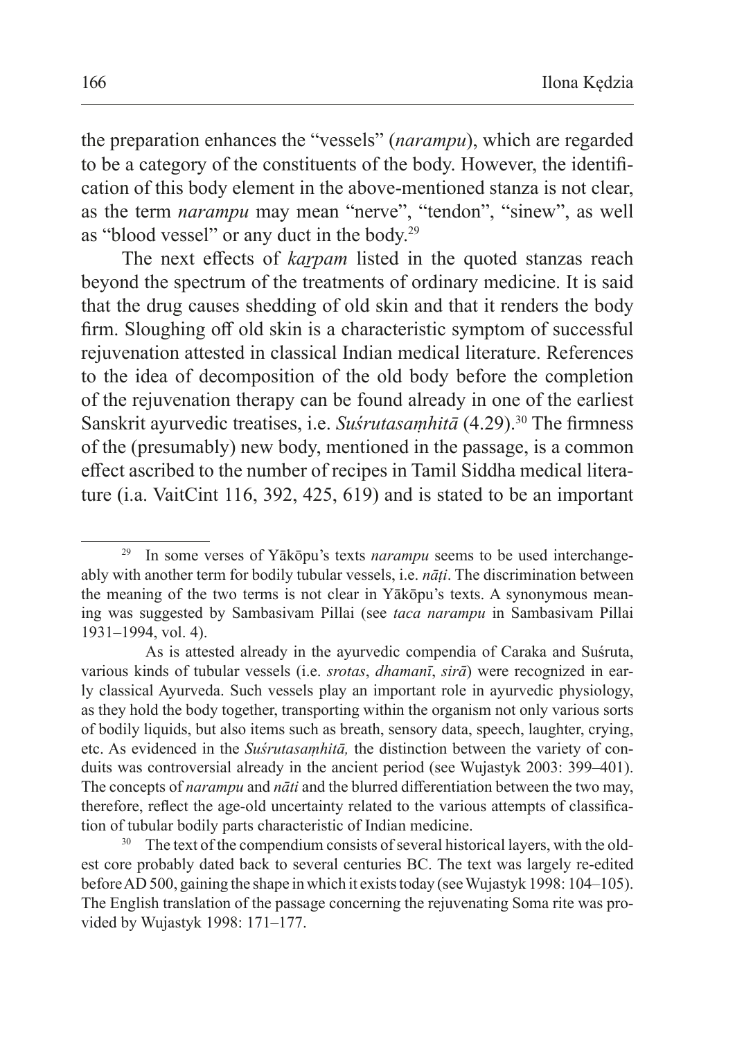the preparation enhances the "vessels" (*narampu*), which are regarded to be a category of the constituents of the body. However, the identification of this body element in the above-mentioned stanza is not clear, as the term *narampu* may mean "nerve", "tendon", "sinew", as well as "blood vessel" or any duct in the body.[29]

The next effects of *kaṟpam* listed in the quoted stanzas reach beyond the spectrum of the treatments of ordinary medicine. It is said that the drug causes shedding of old skin and that it renders the body firm. Sloughing off old skin is a characteristic symptom of successful rejuvenation attested in classical Indian medical literature. References to the idea of decomposition of the old body before the completion of the rejuvenation therapy can be found already in one of the earliest Sanskrit ayurvedic treatises, i.e. *Suśrutasaṃhitā* (4.29).[30] The firmness of the (presumably) new body, mentioned in the passage, is a common effect ascribed to the number of recipes in Tamil Siddha medical literature (i.a. VaitCint 116, 392, 425, 619) and is stated to be an important

---

[29] In some verses of Yākōpu's texts *narampu* seems to be used interchangeably with another term for bodily tubular vessels, i.e. *nāṭi*. The discrimination between the meaning of the two terms is not clear in Yākōpu's texts. A synonymous meaning was suggested by Sambasivam Pillai (see *taca narampu* in Sambasivam Pillai 1931–1994, vol. 4).

As is attested already in the ayurvedic compendia of Caraka and Suśruta, various kinds of tubular vessels (i.e. *srotas*, *dhamanī*, *sirā*) were recognized in early classical Ayurveda. Such vessels play an important role in ayurvedic physiology, as they hold the body together, transporting within the organism not only various sorts of bodily liquids, but also items such as breath, sensory data, speech, laughter, crying, etc. As evidenced in the *Suśrutasaṃhitā,* the distinction between the variety of conduits was controversial already in the ancient period (see Wujastyk 2003: 399–401). The concepts of *narampu* and *nāti* and the blurred differentiation between the two may, therefore, reflect the age-old uncertainty related to the various attempts of classification of tubular bodily parts characteristic of Indian medicine.

[30] The text of the compendium consists of several historical layers, with the oldest core probably dated back to several centuries BC. The text was largely re-edited before AD 500, gaining the shape in which it exists today (see Wujastyk 1998: 104–105). The English translation of the passage concerning the rejuvenating Soma rite was provided by Wujastyk 1998: 171–177.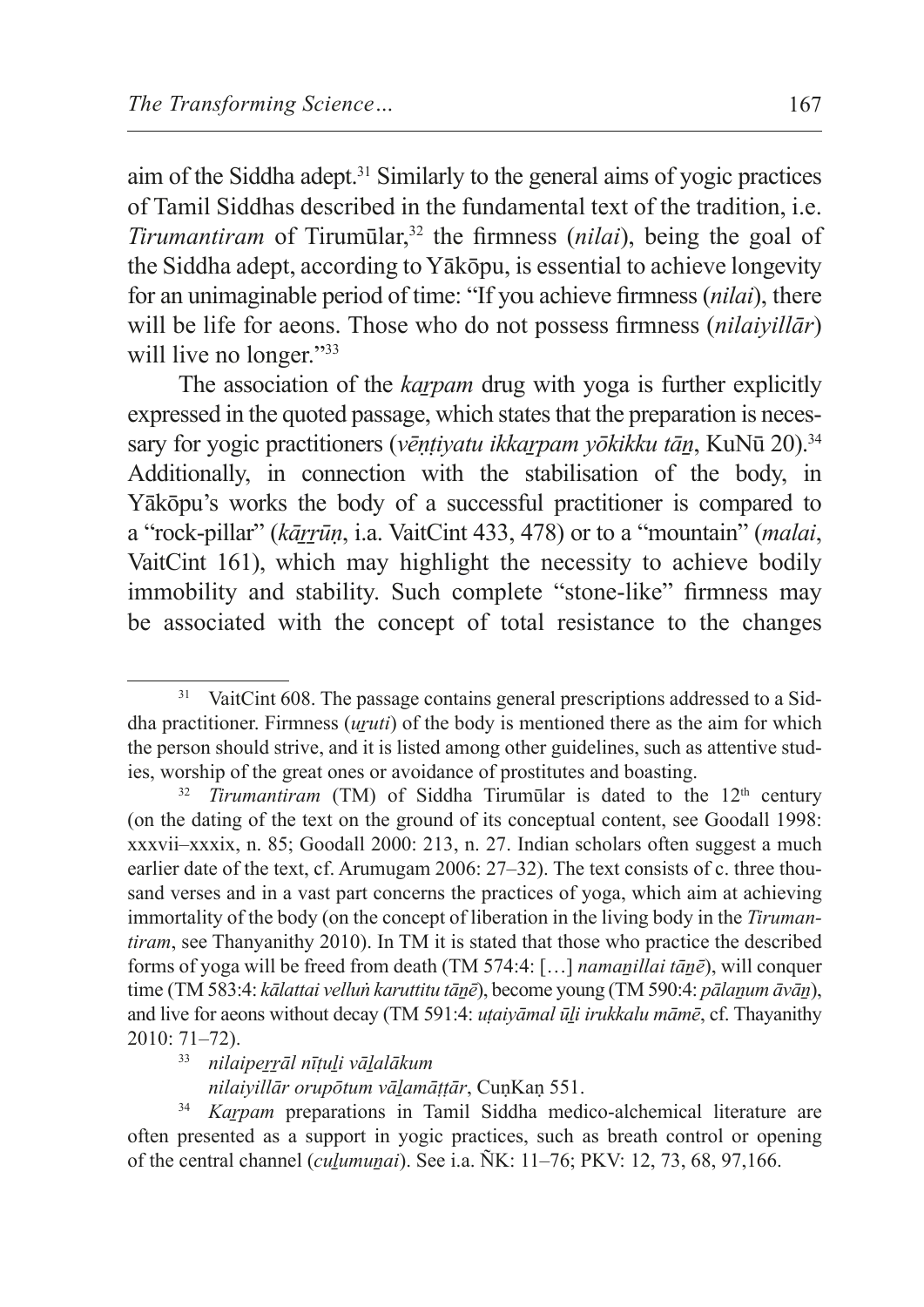aim of the Siddha adept.[31] Similarly to the general aims of yogic practices of Tamil Siddhas described in the fundamental text of the tradition, i.e. *Tirumantiram* of Tirumūlar,[32] the firmness (*nilai*), being the goal of the Siddha adept, according to Yākōpu, is essential to achieve longevity for an unimaginable period of time: "If you achieve firmness (*nilai*), there will be life for aeons. Those who do not possess firmness (*nilaiyillār*) will live no longer."[33]

The association of the *kaṟpam* drug with yoga is further explicitly expressed in the quoted passage, which states that the preparation is necessary for yogic practitioners (*vēṇṭiyatu ikkaṟpam yōkikku tāṉ*, KuNū 20).[34] Additionally, in connection with the stabilisation of the body, in Yākōpu's works the body of a successful practitioner is compared to a "rock-pillar" (*kāṟṟūṇ*, i.a. VaitCint 433, 478) or to a "mountain" (*malai*, VaitCint 161), which may highlight the necessity to achieve bodily immobility and stability. Such complete "stone-like" firmness may be associated with the concept of total resistance to the changes

---

[31] VaitCint 608. The passage contains general prescriptions addressed to a Siddha practitioner. Firmness (*uṟuti*) of the body is mentioned there as the aim for which the person should strive, and it is listed among other guidelines, such as attentive studies, worship of the great ones or avoidance of prostitutes and boasting.

[32] *Tirumantiram* (TM) of Siddha Tirumūlar is dated to the 12th century (on the dating of the text on the ground of its conceptual content, see Goodall 1998: xxxvii–xxxix, n. 85; Goodall 2000: 213, n. 27. Indian scholars often suggest a much earlier date of the text, cf. Arumugam 2006: 27–32). The text consists of c. three thousand verses and in a vast part concerns the practices of yoga, which aim at achieving immortality of the body (on the concept of liberation in the living body in the *Tirumantiram*, see Thanyanithy 2010). In TM it is stated that those who practice the described forms of yoga will be freed from death (TM 574:4: […] *namaṉillai tāṉē*), will conquer time (TM 583:4: *kālattai velluṅ karuttitu tāṉē*), become young (TM 590:4: *pālaṉum āvāṉ*), and live for aeons without decay (TM 591:4: *uṭaiyāmal ūḻi irukkalu māmē*, cf. Thayanithy 2010: 71–72).

[33] *nilaipeṟṟāl nīṭuḻi vāḻalākum*
*nilaiyillār orupōtum vāḻamāṭṭār*, CuṇKaṇ 551.

[34] *Kaṟpam* preparations in Tamil Siddha medico-alchemical literature are often presented as a support in yogic practices, such as breath control or opening of the central channel (*cuḻumuṉai*). See i.a. ÑK: 11–76; PKV: 12, 73, 68, 97,166.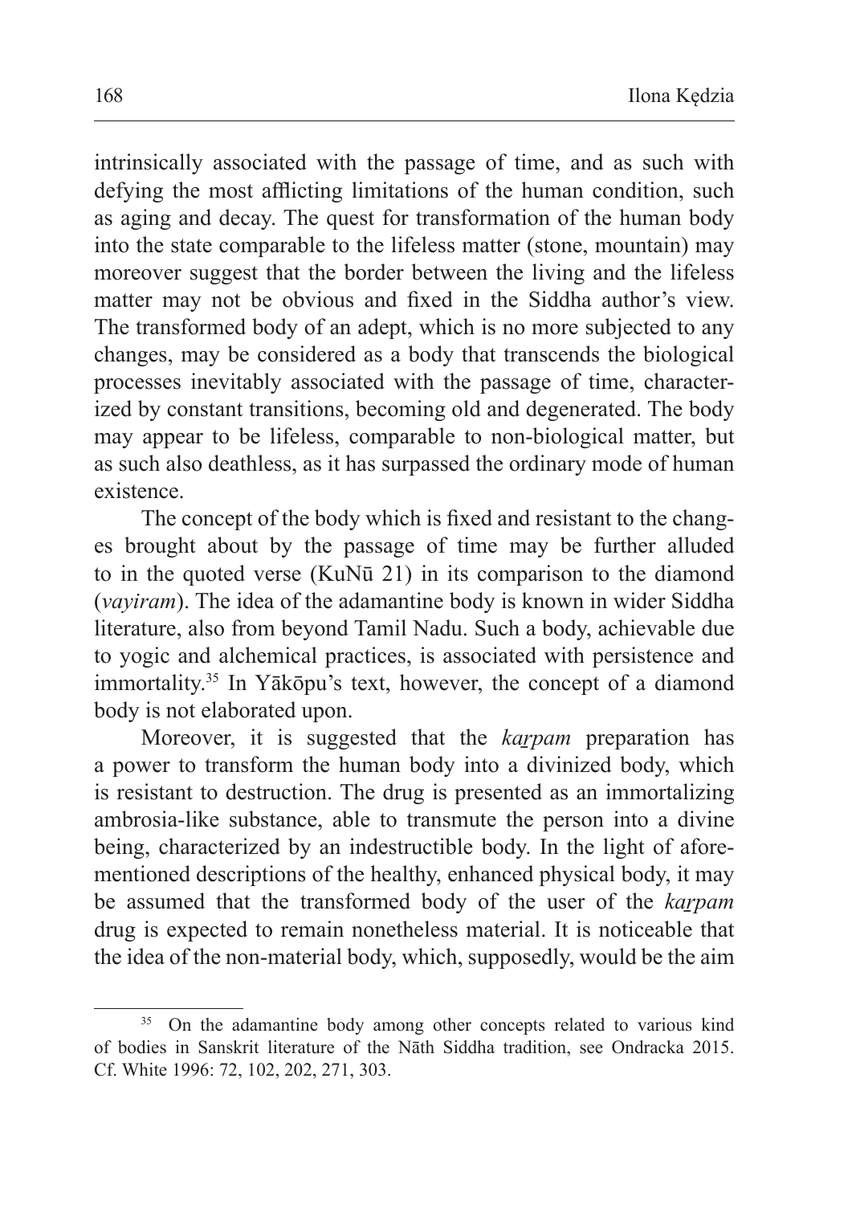intrinsically associated with the passage of time, and as such with defying the most afflicting limitations of the human condition, such as aging and decay. The quest for transformation of the human body into the state comparable to the lifeless matter (stone, mountain) may moreover suggest that the border between the living and the lifeless matter may not be obvious and fixed in the Siddha author's view. The transformed body of an adept, which is no more subjected to any changes, may be considered as a body that transcends the biological processes inevitably associated with the passage of time, characterized by constant transitions, becoming old and degenerated. The body may appear to be lifeless, comparable to non-biological matter, but as such also deathless, as it has surpassed the ordinary mode of human existence.

The concept of the body which is fixed and resistant to the changes brought about by the passage of time may be further alluded to in the quoted verse (KuNū 21) in its comparison to the diamond (*vayiram*). The idea of the adamantine body is known in wider Siddha literature, also from beyond Tamil Nadu. Such a body, achievable due to yogic and alchemical practices, is associated with persistence and immortality.[35] In Yākōpu's text, however, the concept of a diamond body is not elaborated upon.

Moreover, it is suggested that the *kaṟpam* preparation has a power to transform the human body into a divinized body, which is resistant to destruction. The drug is presented as an immortalizing ambrosia-like substance, able to transmute the person into a divine being, characterized by an indestructible body. In the light of aforementioned descriptions of the healthy, enhanced physical body, it may be assumed that the transformed body of the user of the *kaṟpam* drug is expected to remain nonetheless material. It is noticeable that the idea of the non-material body, which, supposedly, would be the aim

---

[35] On the adamantine body among other concepts related to various kind of bodies in Sanskrit literature of the Nāth Siddha tradition, see Ondracka 2015. Cf. White 1996: 72, 102, 202, 271, 303.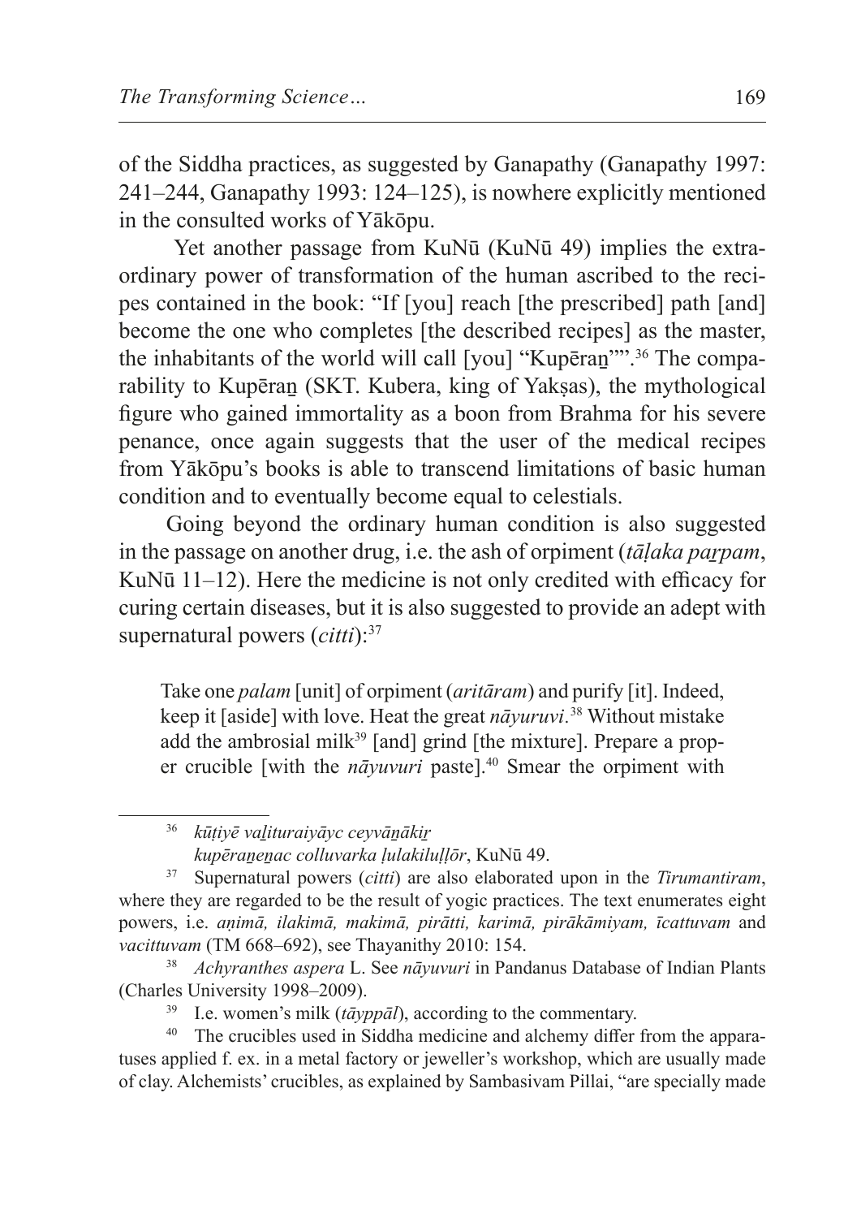of the Siddha practices, as suggested by Ganapathy (Ganapathy 1997: 241–244, Ganapathy 1993: 124–125), is nowhere explicitly mentioned in the consulted works of Yākōpu.

Yet another passage from KuNū (KuNū 49) implies the extraordinary power of transformation of the human ascribed to the recipes contained in the book: "If [you] reach [the prescribed] path [and] become the one who completes [the described recipes] as the master, the inhabitants of the world will call [you] "Kupēraṉ"".[36] The comparability to Kupēraṉ (SKT. Kubera, king of Yakṣas), the mythological figure who gained immortality as a boon from Brahma for his severe penance, once again suggests that the user of the medical recipes from Yākōpu's books is able to transcend limitations of basic human condition and to eventually become equal to celestials.

Going beyond the ordinary human condition is also suggested in the passage on another drug, i.e. the ash of orpiment (*tāḷaka paṟpam*, KuNū 11–12). Here the medicine is not only credited with efficacy for curing certain diseases, but it is also suggested to provide an adept with supernatural powers (*citti*):[37]

> Take one *palam* [unit] of orpiment (*aritāram*) and purify [it]. Indeed, keep it [aside] with love. Heat the great *nāyuruvi*.[38] Without mistake add the ambrosial milk[39] [and] grind [the mixture]. Prepare a proper crucible [with the *nāyuvuri* paste].[40] Smear the orpiment with

---

[36] *kūṭiyē vaḻituraiyāyc ceyvāṉākiṟ*
*kupēraṉeṉac colluvarka ḷulakiluḷḷōr*, KuNū 49.

[37] Supernatural powers (*citti*) are also elaborated upon in the *Tirumantiram*, where they are regarded to be the result of yogic practices. The text enumerates eight powers, i.e. *aṇimā, ilakimā, makimā, pirātti, karimā, pirākāmiyam, īcattuvam* and *vacittuvam* (TM 668–692), see Thayanithy 2010: 154.

[38] *Achyranthes aspera* L. See *nāyuvuri* in Pandanus Database of Indian Plants (Charles University 1998–2009).

[39] I.e. women's milk (*tāyppāl*), according to the commentary.

[40] The crucibles used in Siddha medicine and alchemy differ from the apparatuses applied f. ex. in a metal factory or jeweller's workshop, which are usually made of clay. Alchemists' crucibles, as explained by Sambasivam Pillai, "are specially made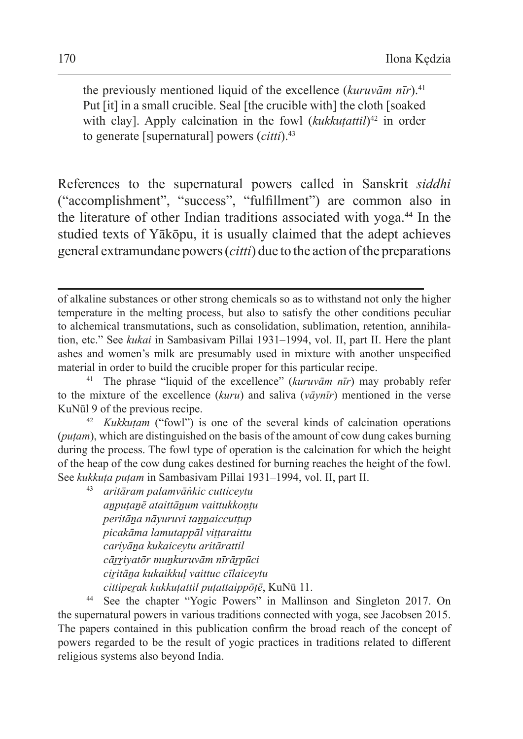> the previously mentioned liquid of the excellence (*kuruvām nīr*).[41] Put [it] in a small crucible. Seal [the crucible with] the cloth [soaked with clay]. Apply calcination in the fowl (*kukkuṭattil*)[42] in order to generate [supernatural] powers (*citti*).[43]

References to the supernatural powers called in Sanskrit *siddhi* ("accomplishment", "success", "fulfillment") are common also in the literature of other Indian traditions associated with yoga.[44] In the studied texts of Yākōpu, it is usually claimed that the adept achieves general extramundane powers (*citti*) due to the action of the preparations

---

of alkaline substances or other strong chemicals so as to withstand not only the higher temperature in the melting process, but also to satisfy the other conditions peculiar to alchemical transmutations, such as consolidation, sublimation, retention, annihilation, etc." See *kukai* in Sambasivam Pillai 1931–1994, vol. II, part II. Here the plant ashes and women's milk are presumably used in mixture with another unspecified material in order to build the crucible proper for this particular recipe.

[41] The phrase "liquid of the excellence" (*kuruvām nīr*) may probably refer to the mixture of the excellence (*kuru*) and saliva (*vāynīr*) mentioned in the verse KuNūl 9 of the previous recipe.

[42] *Kukkuṭam* ("fowl") is one of the several kinds of calcination operations (*puṭam*), which are distinguished on the basis of the amount of cow dung cakes burning during the process. The fowl type of operation is the calcination for which the height of the heap of the cow dung cakes destined for burning reaches the height of the fowl. See *kukkuṭa puṭam* in Sambasivam Pillai 1931–1994, vol. II, part II.

[43] *aritāram palamvāṅkic cutticeytu*
*aṉpuṭaṉē ataittāṉum vaittukkoṇṭu*
*peritāṉa nāyuruvi taṉṉaiccuṭṭup*
*picakāma lamutappāl viṭṭaraittu*
*cariyāṉa kukaiceytu aritārattil*
*cāṟṟiyatōr muṉkuruvām nīrāṟpūci*
*ciṟitāṉa kukaikkuḷ vaittuc cīlaiceytu*
*cittipeṟak kukkuṭattil puṭattaippōṭē*, KuNū 11.

[44] See the chapter "Yogic Powers" in Mallinson and Singleton 2017. On the supernatural powers in various traditions connected with yoga, see Jacobsen 2015. The papers contained in this publication confirm the broad reach of the concept of powers regarded to be the result of yogic practices in traditions related to different religious systems also beyond India.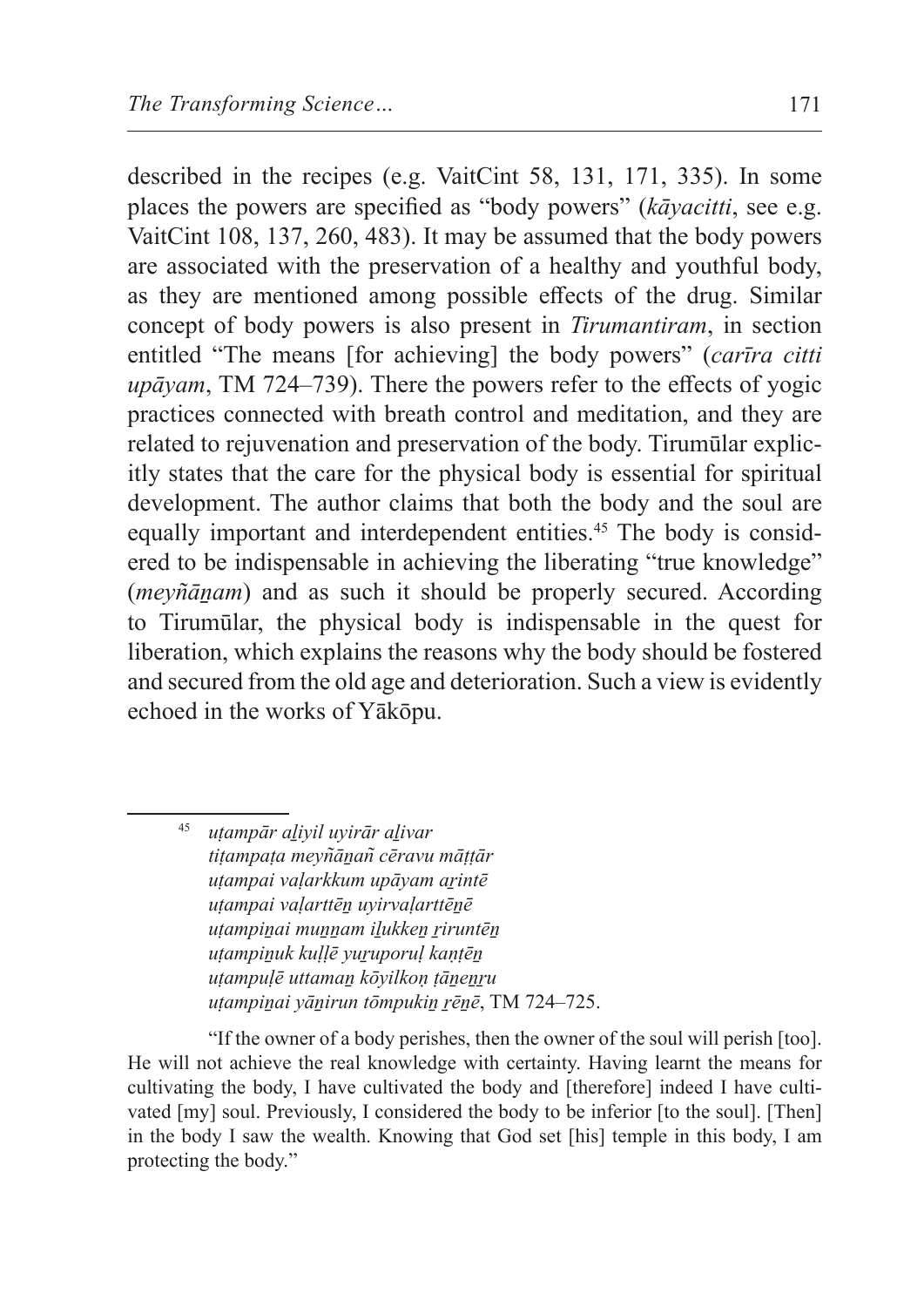described in the recipes (e.g. VaitCint 58, 131, 171, 335). In some places the powers are specified as "body powers" (*kāyacitti*, see e.g. VaitCint 108, 137, 260, 483). It may be assumed that the body powers are associated with the preservation of a healthy and youthful body, as they are mentioned among possible effects of the drug. Similar concept of body powers is also present in *Tirumantiram*, in section entitled "The means [for achieving] the body powers" (*carīra citti upāyam*, TM 724–739). There the powers refer to the effects of yogic practices connected with breath control and meditation, and they are related to rejuvenation and preservation of the body. Tirumūlar explicitly states that the care for the physical body is essential for spiritual development. The author claims that both the body and the soul are equally important and interdependent entities.[45] The body is considered to be indispensable in achieving the liberating "true knowledge" (*meyñāṉam*) and as such it should be properly secured. According to Tirumūlar, the physical body is indispensable in the quest for liberation, which explains the reasons why the body should be fostered and secured from the old age and deterioration. Such a view is evidently echoed in the works of Yākōpu.

---

[45] *uṭampār aḻiyil uyirār aḻivar*
*tiṭampaṭa meyñāṉañ cēravu māṭṭār*
*uṭampai vaḷarkkum upāyam aṟintē*
*uṭampai vaḷarttēṉ uyirvaḷarttēṉē*
*uṭampiṉai muṉṉam iḻukkeṉ ṟiruntēṉ*
*uṭampiṉuk kuḷḷē yuṟuporuḷ kaṇṭēṉ*
*uṭampuḷē uttamaṉ kōyilkoṇ ṭāṉeṉṟu*
*uṭampiṉai yāṉirun tōmpukiṉ ṟēṉē*, TM 724–725.

"If the owner of a body perishes, then the owner of the soul will perish [too]. He will not achieve the real knowledge with certainty. Having learnt the means for cultivating the body, I have cultivated the body and [therefore] indeed I have cultivated [my] soul. Previously, I considered the body to be inferior [to the soul]. [Then] in the body I saw the wealth. Knowing that God set [his] temple in this body, I am protecting the body."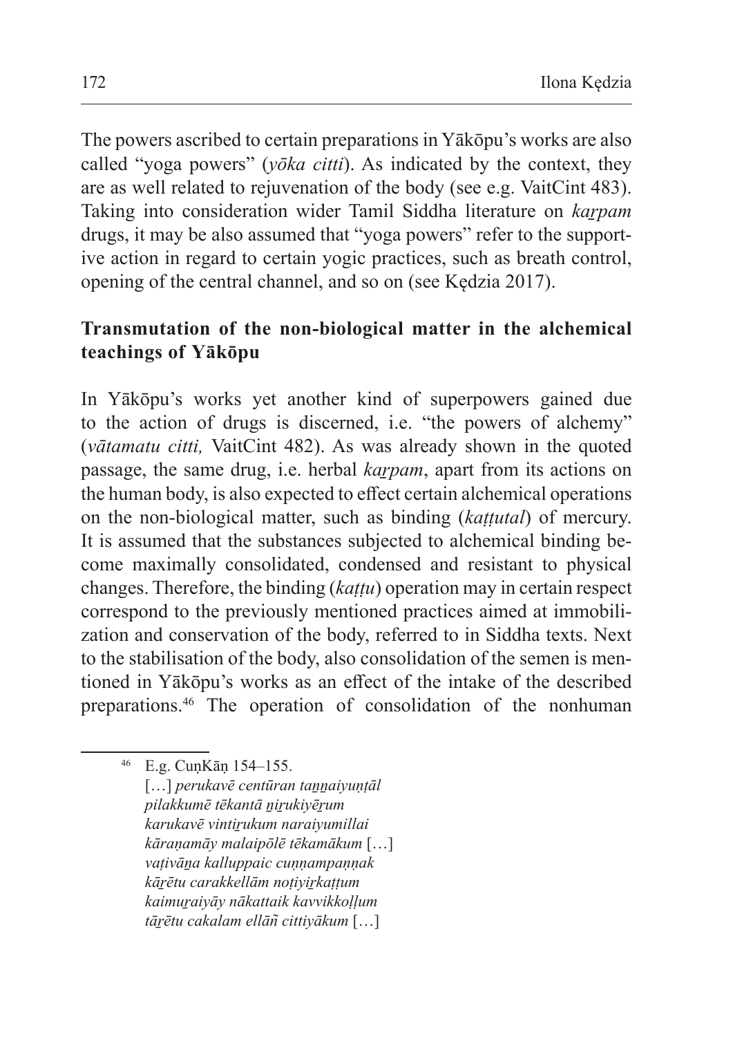The powers ascribed to certain preparations in Yākōpu's works are also called "yoga powers" (*yōka citti*). As indicated by the context, they are as well related to rejuvenation of the body (see e.g. VaitCint 483). Taking into consideration wider Tamil Siddha literature on *kaṟpam* drugs, it may be also assumed that "yoga powers" refer to the supportive action in regard to certain yogic practices, such as breath control, opening of the central channel, and so on (see Kędzia 2017).

## Transmutation of the non-biological matter in the alchemical teachings of Yākōpu

In Yākōpu's works yet another kind of superpowers gained due to the action of drugs is discerned, i.e. "the powers of alchemy" (*vātamatu citti,* VaitCint 482). As was already shown in the quoted passage, the same drug, i.e. herbal *kaṟpam*, apart from its actions on the human body, is also expected to effect certain alchemical operations on the non-biological matter, such as binding (*kaṭṭutal*) of mercury. It is assumed that the substances subjected to alchemical binding become maximally consolidated, condensed and resistant to physical changes. Therefore, the binding (*kaṭṭu*) operation may in certain respect correspond to the previously mentioned practices aimed at immobilization and conservation of the body, referred to in Siddha texts. Next to the stabilisation of the body, also consolidation of the semen is mentioned in Yākōpu's works as an effect of the intake of the described preparations.[46] The operation of consolidation of the nonhuman

---

[46] E.g. CuṇKāṇ 154–155.
[…] *perukavē centūran taṉṉaiyuṇṭāl*
*pilakkumē tēkantā ṉiṟukiyēṟum*
*karukavē vintiṟukum naraiyumillai*
*kāraṇamāy malaipōlē tēkamākum* […]
*vaṭivāṉa kalluppaic cuṇṇampaṇṇak*
*kāṟētu carakkellām noṭiyiṟkaṭṭum*
*kaimuṟaiyāy nākattaik kavvikkoḷḷum*
*tāṟētu cakalam ellāñ cittiyākum* […]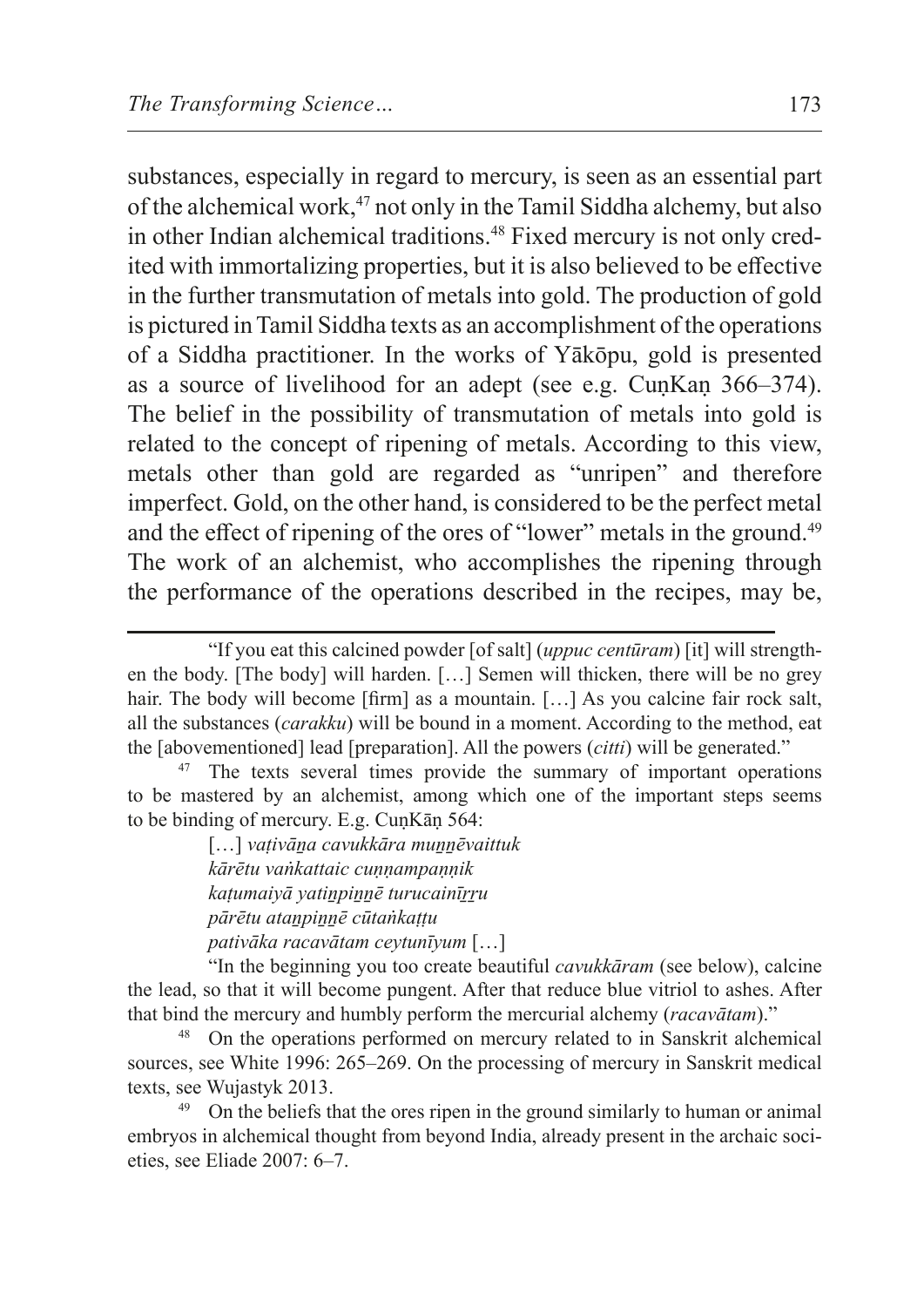substances, especially in regard to mercury, is seen as an essential part of the alchemical work,[47] not only in the Tamil Siddha alchemy, but also in other Indian alchemical traditions.[48] Fixed mercury is not only credited with immortalizing properties, but it is also believed to be effective in the further transmutation of metals into gold. The production of gold is pictured in Tamil Siddha texts as an accomplishment of the operations of a Siddha practitioner. In the works of Yākōpu, gold is presented as a source of livelihood for an adept (see e.g. CuṇKaṇ 366–374). The belief in the possibility of transmutation of metals into gold is related to the concept of ripening of metals. According to this view, metals other than gold are regarded as "unripen" and therefore imperfect. Gold, on the other hand, is considered to be the perfect metal and the effect of ripening of the ores of "lower" metals in the ground.[49] The work of an alchemist, who accomplishes the ripening through the performance of the operations described in the recipes, may be,

---

"If you eat this calcined powder [of salt] (*uppuc centūram*) [it] will strengthen the body. [The body] will harden. […] Semen will thicken, there will be no grey hair. The body will become [firm] as a mountain. […] As you calcine fair rock salt, all the substances (*carakku*) will be bound in a moment. According to the method, eat the [abovementioned] lead [preparation]. All the powers (*citti*) will be generated."

[47] The texts several times provide the summary of important operations to be mastered by an alchemist, among which one of the important steps seems to be binding of mercury. E.g. CuṇKāṇ 564:

> […] *vaṭivāṉa cavukkāra muṉṉēvaittuk*
> *kārētu vaṅkattaic cuṇṇampaṇṇik*
> *kaṭumaiyā yatiṉpiṉṉē turucainīṟṟu*
> *pārētu ataṉpiṉṉē cūtaṅkaṭṭu*
> *pativāka racavātam ceytunīyum* […]

"In the beginning you too create beautiful *cavukkāram* (see below), calcine the lead, so that it will become pungent. After that reduce blue vitriol to ashes. After that bind the mercury and humbly perform the mercurial alchemy (*racavātam*)."

[48] On the operations performed on mercury related to in Sanskrit alchemical sources, see White 1996: 265–269. On the processing of mercury in Sanskrit medical texts, see Wujastyk 2013.

[49] On the beliefs that the ores ripen in the ground similarly to human or animal embryos in alchemical thought from beyond India, already present in the archaic societies, see Eliade 2007: 6–7.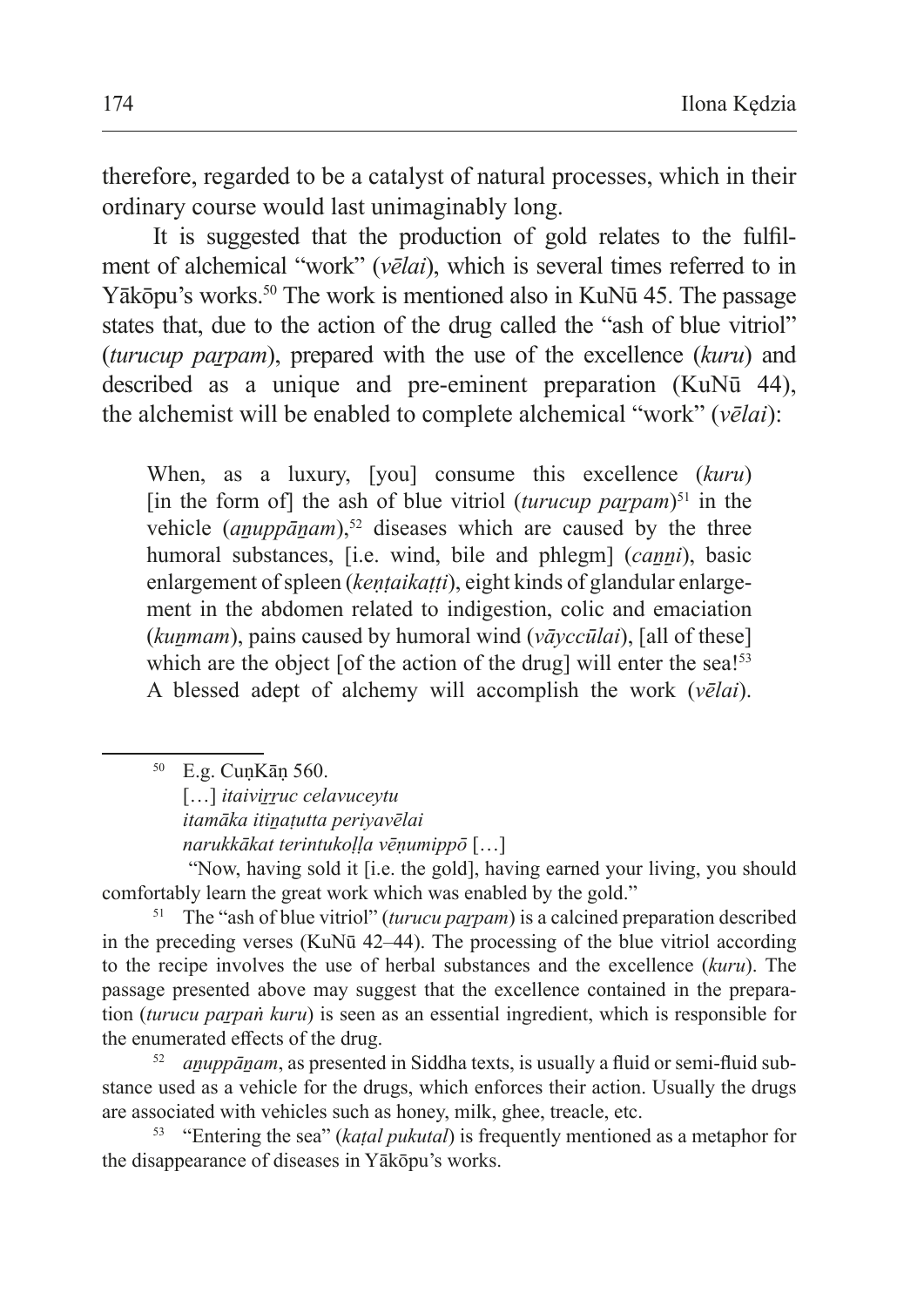therefore, regarded to be a catalyst of natural processes, which in their ordinary course would last unimaginably long.

It is suggested that the production of gold relates to the fulfilment of alchemical "work" (*vēlai*), which is several times referred to in Yākōpu's works.[50] The work is mentioned also in KuNū 45. The passage states that, due to the action of the drug called the "ash of blue vitriol" (*turucup paṟpam*), prepared with the use of the excellence (*kuru*) and described as a unique and pre-eminent preparation (KuNū 44), the alchemist will be enabled to complete alchemical "work" (*vēlai*):

> When, as a luxury, [you] consume this excellence (*kuru*) [in the form of] the ash of blue vitriol (*turucup paṟpam*)[51] in the vehicle (*aṉuppāṉam*),[52] diseases which are caused by the three humoral substances, [i.e. wind, bile and phlegm] (*caṉṉi*), basic enlargement of spleen (*keṇṭaikaṭṭi*), eight kinds of glandular enlargement in the abdomen related to indigestion, colic and emaciation (*kuṉmam*), pains caused by humoral wind (*vāyccūlai*), [all of these] which are the object [of the action of the drug] will enter the sea![53] A blessed adept of alchemy will accomplish the work (*vēlai*).

---

[50] E.g. CuṇKāṇ 560.

[…] *itaiviṟṟuc celavuceytu*
*itamāka itiṉaṭutta periyavēlai*
*narukkākat terintukoḷḷa vēṇumippō* […]

"Now, having sold it [i.e. the gold], having earned your living, you should comfortably learn the great work which was enabled by the gold."

[51] The "ash of blue vitriol" (*turucu paṟpam*) is a calcined preparation described in the preceding verses (KuNū 42–44). The processing of the blue vitriol according to the recipe involves the use of herbal substances and the excellence (*kuru*). The passage presented above may suggest that the excellence contained in the preparation (*turucu paṟpaṅ kuru*) is seen as an essential ingredient, which is responsible for the enumerated effects of the drug.

[52] *aṉuppāṉam*, as presented in Siddha texts, is usually a fluid or semi-fluid substance used as a vehicle for the drugs, which enforces their action. Usually the drugs are associated with vehicles such as honey, milk, ghee, treacle, etc.

[53] "Entering the sea" (*kaṭal pukutal*) is frequently mentioned as a metaphor for the disappearance of diseases in Yākōpu's works.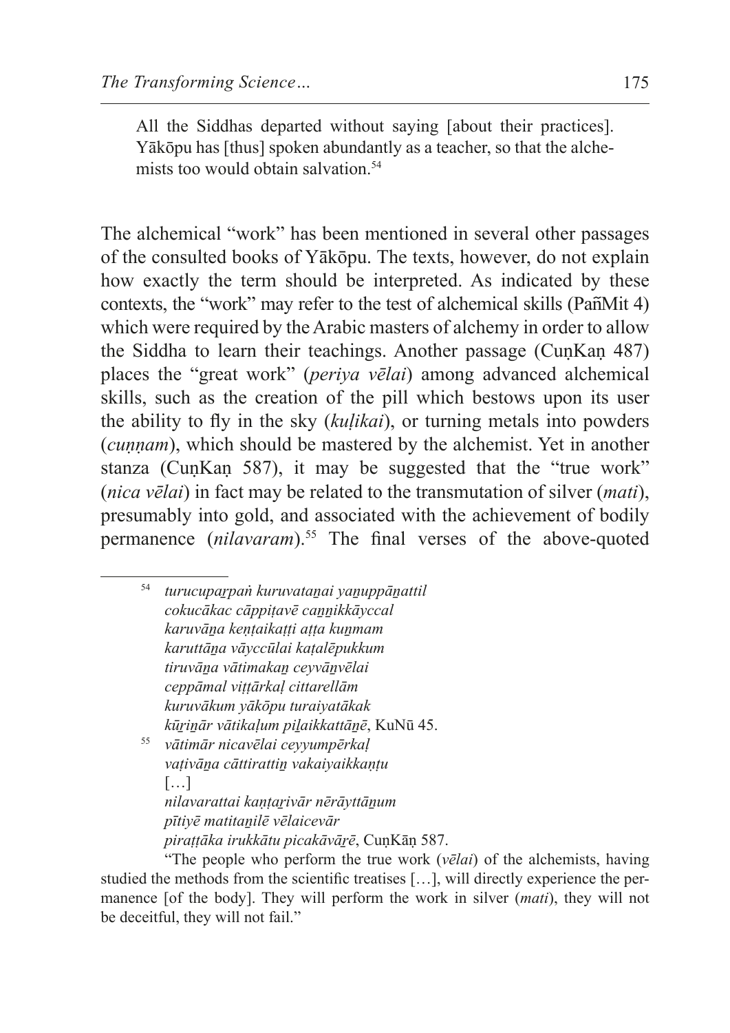> All the Siddhas departed without saying [about their practices]. Yākōpu has [thus] spoken abundantly as a teacher, so that the alchemists too would obtain salvation.[54]

The alchemical "work" has been mentioned in several other passages of the consulted books of Yākōpu. The texts, however, do not explain how exactly the term should be interpreted. As indicated by these contexts, the "work" may refer to the test of alchemical skills (PañMit 4) which were required by the Arabic masters of alchemy in order to allow the Siddha to learn their teachings. Another passage (CuṇKaṇ 487) places the "great work" (*periya vēlai*) among advanced alchemical skills, such as the creation of the pill which bestows upon its user the ability to fly in the sky (*kuḷikai*), or turning metals into powders (*cuṇṇam*), which should be mastered by the alchemist. Yet in another stanza (CuṇKaṇ 587), it may be suggested that the "true work" (*nica vēlai*) in fact may be related to the transmutation of silver (*mati*), presumably into gold, and associated with the achievement of bodily permanence (*nilavaram*).[55] The final verses of the above-quoted

---

[54] *turucupaṟpaṅ kuruvataṉai yaṉuppāṉattil*
*cokucākac cāppiṭavē caṉṉikkāyccal*
*karuvāṉa keṇṭaikaṭṭi aṭṭa kuṉmam*
*karuttāṉa vāyccūlai kaṭalēpukkum*
*tiruvāṉa vātimakaṉ ceyvāṉvēlai*
*ceppāmal viṭṭārkaḷ cittarellām*
*kuruvākum yākōpu turaiyatākak*
*kūṟiṉār vātikaḷum piḻaikkattāṉē*, KuNū 45.

[55] *vātimār nicavēlai ceyyumpērkaḷ*
*vaṭivāṉa cāttirattiṉ vakaiyaikkaṇṭu*
[…]
*nilavarattai kaṇṭaṟivār nērāyttāṉum*
*pītiyē matitaṉilē vēlaicevār*
*piraṭṭāka irukkātu picakāvāṟē*, CuṇKāṇ 587.

"The people who perform the true work (*vēlai*) of the alchemists, having studied the methods from the scientific treatises […], will directly experience the permanence [of the body]. They will perform the work in silver (*mati*), they will not be deceitful, they will not fail."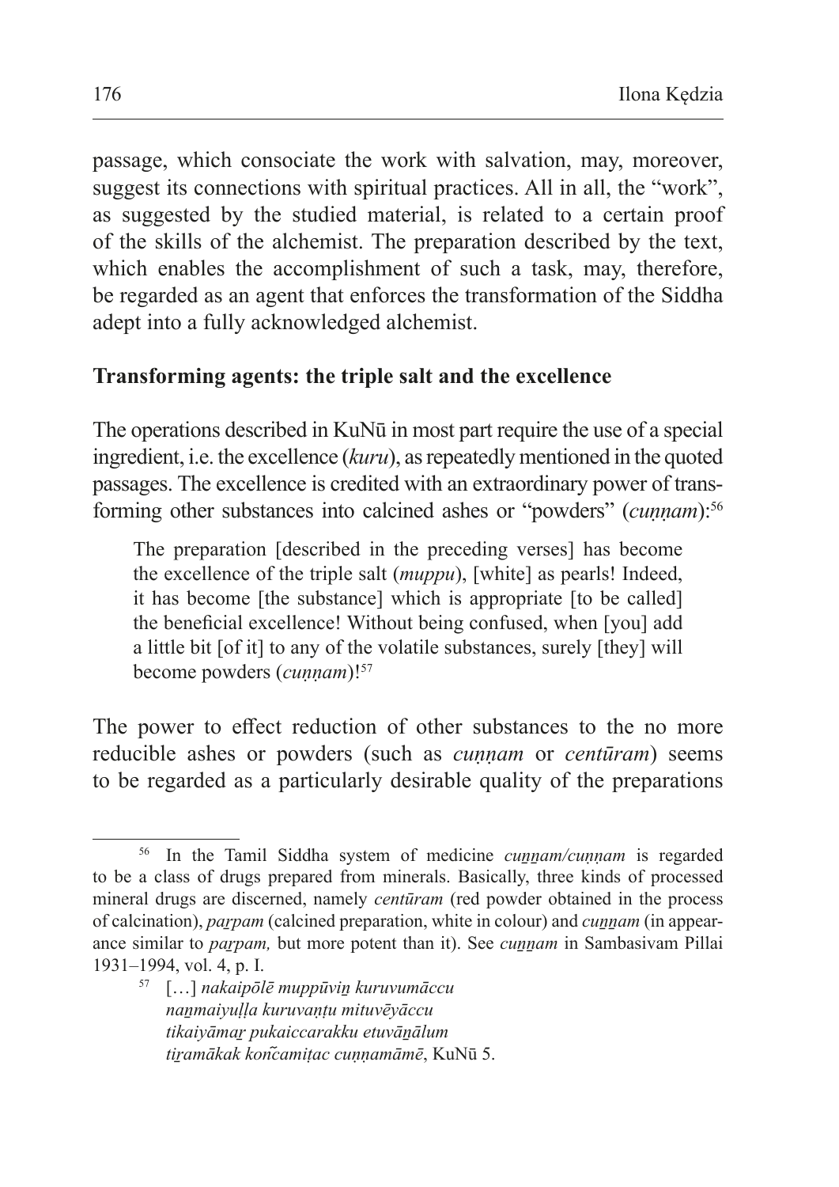passage, which consociate the work with salvation, may, moreover, suggest its connections with spiritual practices. All in all, the "work", as suggested by the studied material, is related to a certain proof of the skills of the alchemist. The preparation described by the text, which enables the accomplishment of such a task, may, therefore, be regarded as an agent that enforces the transformation of the Siddha adept into a fully acknowledged alchemist.

## Transforming agents: the triple salt and the excellence

The operations described in KuNū in most part require the use of a special ingredient, i.e. the excellence (*kuru*), as repeatedly mentioned in the quoted passages. The excellence is credited with an extraordinary power of transforming other substances into calcined ashes or "powders" (*cuṇṇam*):[56]

> The preparation [described in the preceding verses] has become the excellence of the triple salt (*muppu*), [white] as pearls! Indeed, it has become [the substance] which is appropriate [to be called] the beneficial excellence! Without being confused, when [you] add a little bit [of it] to any of the volatile substances, surely [they] will become powders (*cuṇṇam*)![57]

The power to effect reduction of other substances to the no more reducible ashes or powders (such as *cuṇṇam* or *centūram*) seems to be regarded as a particularly desirable quality of the preparations

---

[56] In the Tamil Siddha system of medicine *cuṉṉam/cuṇṇam* is regarded to be a class of drugs prepared from minerals. Basically, three kinds of processed mineral drugs are discerned, namely *centūram* (red powder obtained in the process of calcination), *paṟpam* (calcined preparation, white in colour) and *cuṉṉam* (in appearance similar to *paṟpam,* but more potent than it). See *cuṉṉam* in Sambasivam Pillai 1931–1994, vol. 4, p. I.

[57] […] *nakaipōlē muppūviṉ kuruvumāccu*
*naṉmaiyuḷḷa kuruvaṇṭu mituvēyāccu*
*tikaiyāmaṟ pukaiccarakku etuvāṉālum*
*tiṟamākak koñcamiṭac cuṇṇamāmē*, KuNū 5.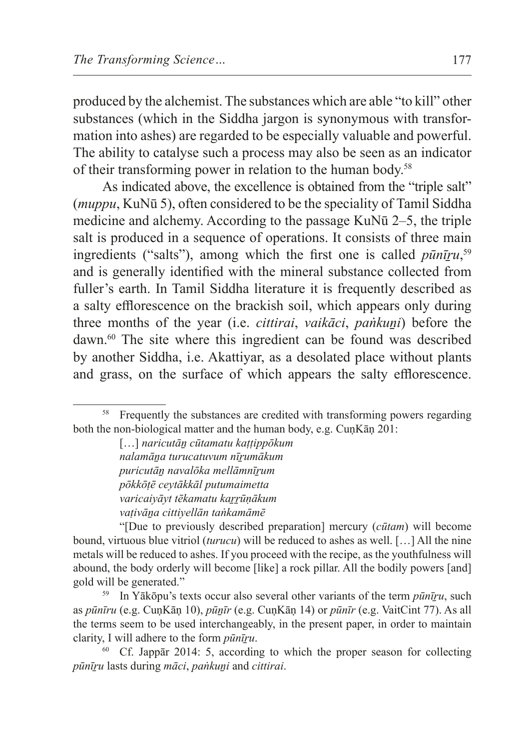produced by the alchemist. The substances which are able "to kill" other substances (which in the Siddha jargon is synonymous with transformation into ashes) are regarded to be especially valuable and powerful. The ability to catalyse such a process may also be seen as an indicator of their transforming power in relation to the human body.[58]

As indicated above, the excellence is obtained from the "triple salt" (*muppu*, KuNū 5), often considered to be the speciality of Tamil Siddha medicine and alchemy. According to the passage KuNū 2–5, the triple salt is produced in a sequence of operations. It consists of three main ingredients ("salts"), among which the first one is called *pūnīṟu*,[59] and is generally identified with the mineral substance collected from fuller's earth. In Tamil Siddha literature it is frequently described as a salty efflorescence on the brackish soil, which appears only during three months of the year (i.e. *cittirai*, *vaikāci*, *paṅkuṉi*) before the dawn.[60] The site where this ingredient can be found was described by another Siddha, i.e. Akattiyar, as a desolated place without plants and grass, on the surface of which appears the salty efflorescence.

---

[58] Frequently the substances are credited with transforming powers regarding both the non-biological matter and the human body, e.g. CuṇKāṇ 201:

> […] *naricutāṉ cūtamatu kaṭṭippōkum*
> *nalamāṉa turucatuvum nīṟumākum*
> *puricutāṉ navalōka mellāmnīṟum*
> *pōkkōṭē ceytākkāl putumaimetta*
> *varicaiyāyt tēkamatu kaṟṟūṇākum*
> *vaṭivāṉa cittiyellān taṅkamāmē*

"[Due to previously described preparation] mercury (*cūtam*) will become bound, virtuous blue vitriol (*turucu*) will be reduced to ashes as well. […] All the nine metals will be reduced to ashes. If you proceed with the recipe, as the youthfulness will abound, the body orderly will become [like] a rock pillar. All the bodily powers [and] gold will be generated."

[59] In Yākōpu's texts occur also several other variants of the term *pūnīṟu*, such as *pūnīru* (e.g. CuṇKāṇ 10), *pūṉīr* (e.g. CuṇKāṇ 14) or *pūnīr* (e.g. VaitCint 77). As all the terms seem to be used interchangeably, in the present paper, in order to maintain clarity, I will adhere to the form *pūnīṟu*.

[60] Cf. Jappār 2014: 5, according to which the proper season for collecting *pūnīṟu* lasts during *māci*, *paṅkuṉi* and *cittirai*.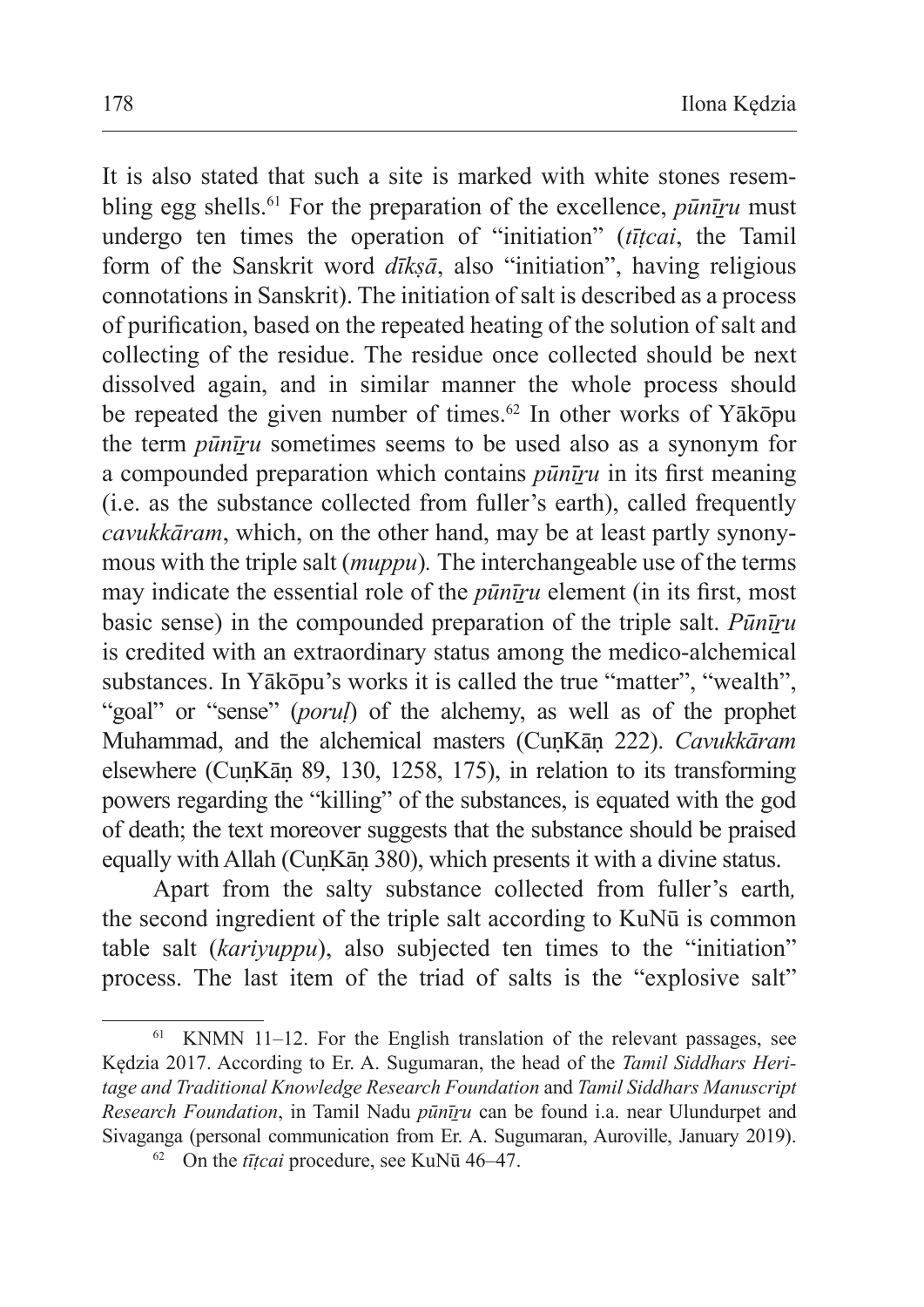It is also stated that such a site is marked with white stones resembling egg shells.[61] For the preparation of the excellence, *pūṉīṟu* must undergo ten times the operation of "initiation" (*tīṭcai*, the Tamil form of the Sanskrit word *dīkṣā*, also "initiation", having religious connotations in Sanskrit). The initiation of salt is described as a process of purification, based on the repeated heating of the solution of salt and collecting of the residue. The residue once collected should be next dissolved again, and in similar manner the whole process should be repeated the given number of times.[62] In other works of Yākōpu the term *pūṉīṟu* sometimes seems to be used also as a synonym for a compounded preparation which contains *pūṉīṟu* in its first meaning (i.e. as the substance collected from fuller's earth), called frequently *cavukkāram*, which, on the other hand, may be at least partly synonymous with the triple salt (*muppu*). The interchangeable use of the terms may indicate the essential role of the *pūṉīṟu* element (in its first, most basic sense) in the compounded preparation of the triple salt. *Pūṉīṟu* is credited with an extraordinary status among the medico-alchemical substances. In Yākōpu's works it is called the true "matter", "wealth", "goal" or "sense" (*poruḷ*) of the alchemy, as well as of the prophet Muhammad, and the alchemical masters (CuṇKāṇ 222). *Cavukkāram* elsewhere (CuṇKāṇ 89, 130, 1258, 175), in relation to its transforming powers regarding the "killing" of the substances, is equated with the god of death; the text moreover suggests that the substance should be praised equally with Allah (CuṇKāṇ 380), which presents it with a divine status.

Apart from the salty substance collected from fuller's earth, the second ingredient of the triple salt according to KuNū is common table salt (*kariyuppu*), also subjected ten times to the "initiation" process. The last item of the triad of salts is the "explosive salt"

[61] KNMN 11–12. For the English translation of the relevant passages, see Kędzia 2017. According to Er. A. Sugumaran, the head of the *Tamil Siddhars Heritage and Traditional Knowledge Research Foundation* and *Tamil Siddhars Manuscript Research Foundation*, in Tamil Nadu *pūṉīṟu* can be found i.a. near Ulundurpet and Sivaganga (personal communication from Er. A. Sugumaran, Auroville, January 2019).

[62] On the *tīṭcai* procedure, see KuNū 46–47.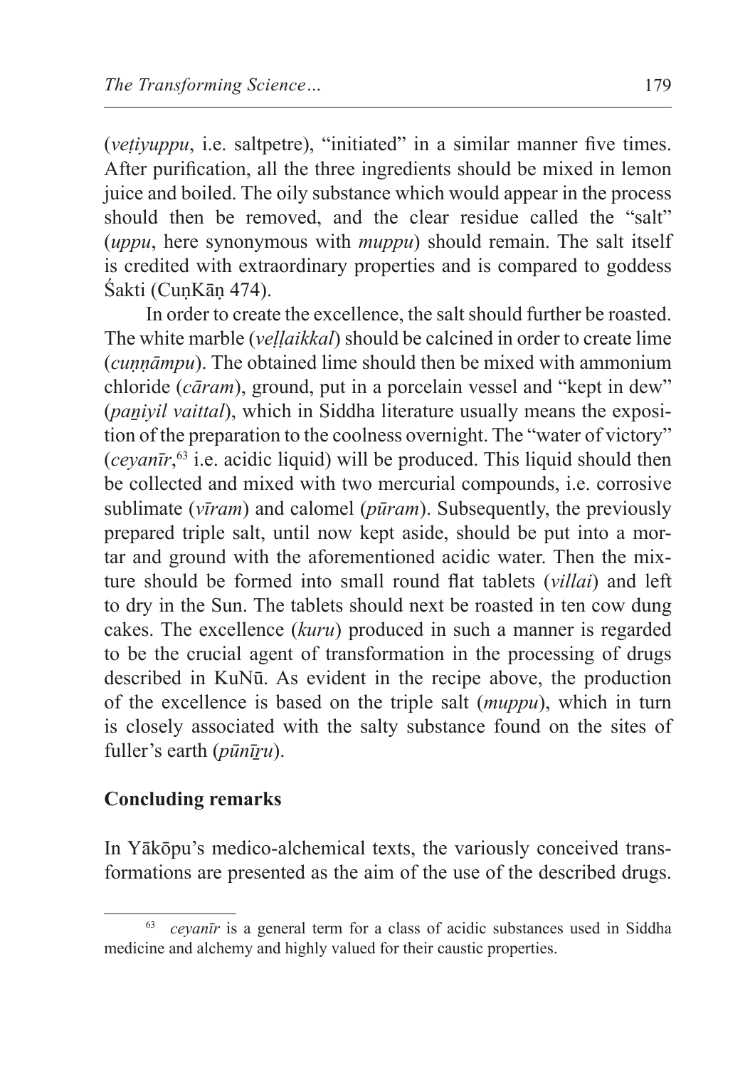(*veṭiyuppu*, i.e. saltpetre), "initiated" in a similar manner five times. After purification, all the three ingredients should be mixed in lemon juice and boiled. The oily substance which would appear in the process should then be removed, and the clear residue called the "salt" (*uppu*, here synonymous with *muppu*) should remain. The salt itself is credited with extraordinary properties and is compared to goddess Śakti (CuṇKāṇ 474).

In order to create the excellence, the salt should further be roasted. The white marble (*veḷḷaikkal*) should be calcined in order to create lime (*cuṇṇāmpu*). The obtained lime should then be mixed with ammonium chloride (*cāram*), ground, put in a porcelain vessel and "kept in dew" (*paṉiyil vaittal*), which in Siddha literature usually means the exposition of the preparation to the coolness overnight. The "water of victory" (*ceyanīr*,[63] i.e. acidic liquid) will be produced. This liquid should then be collected and mixed with two mercurial compounds, i.e. corrosive sublimate (*vīram*) and calomel (*pūram*). Subsequently, the previously prepared triple salt, until now kept aside, should be put into a mortar and ground with the aforementioned acidic water. Then the mixture should be formed into small round flat tablets (*villai*) and left to dry in the Sun. The tablets should next be roasted in ten cow dung cakes. The excellence (*kuru*) produced in such a manner is regarded to be the crucial agent of transformation in the processing of drugs described in KuNū. As evident in the recipe above, the production of the excellence is based on the triple salt (*muppu*), which in turn is closely associated with the salty substance found on the sites of fuller's earth (*pūnīṟu*).

## Concluding remarks

In Yākōpu's medico-alchemical texts, the variously conceived transformations are presented as the aim of the use of the described drugs.

[63] *ceyanīr* is a general term for a class of acidic substances used in Siddha medicine and alchemy and highly valued for their caustic properties.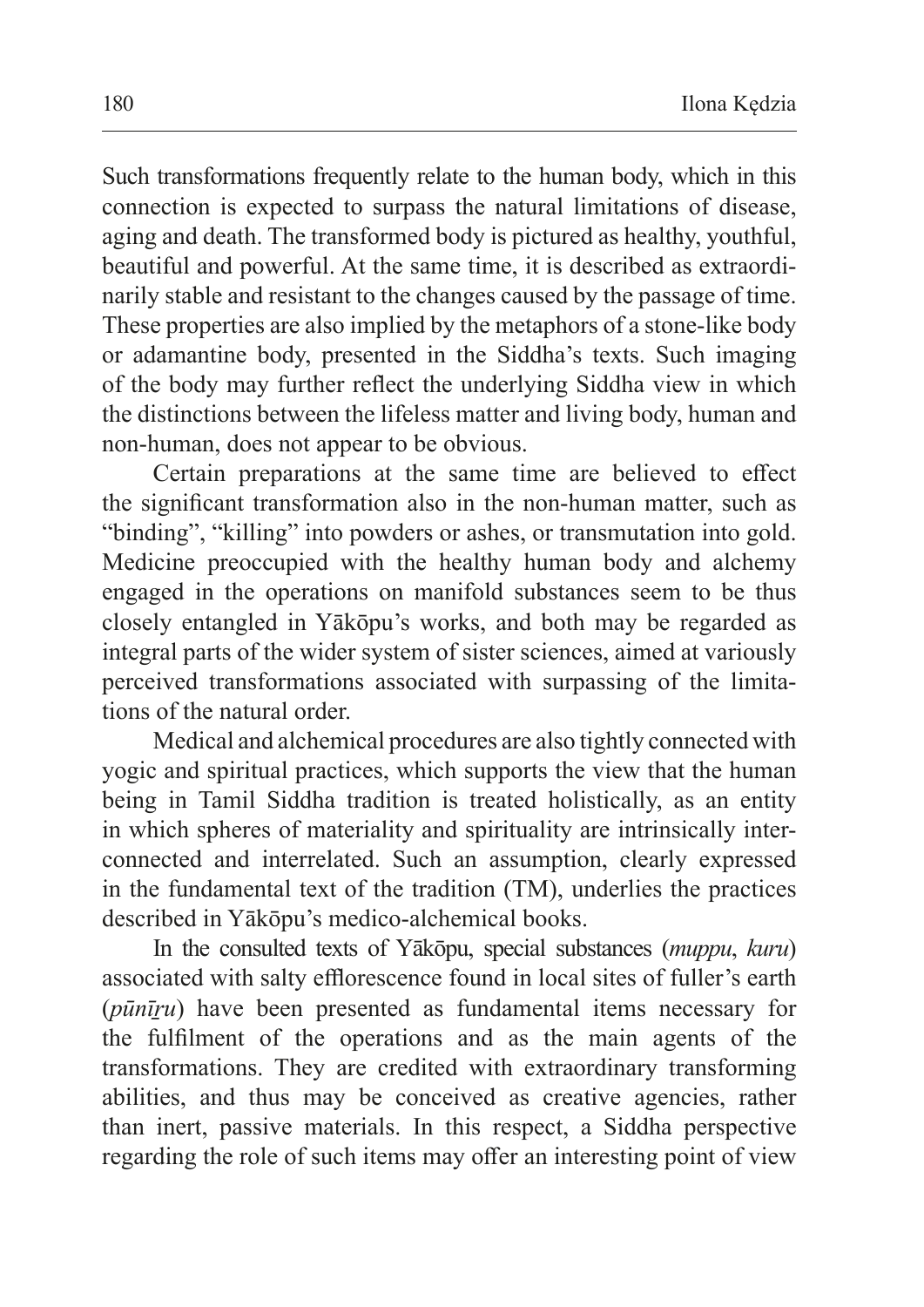Such transformations frequently relate to the human body, which in this connection is expected to surpass the natural limitations of disease, aging and death. The transformed body is pictured as healthy, youthful, beautiful and powerful. At the same time, it is described as extraordinarily stable and resistant to the changes caused by the passage of time. These properties are also implied by the metaphors of a stone-like body or adamantine body, presented in the Siddha's texts. Such imaging of the body may further reflect the underlying Siddha view in which the distinctions between the lifeless matter and living body, human and non-human, does not appear to be obvious.

Certain preparations at the same time are believed to effect the significant transformation also in the non-human matter, such as "binding", "killing" into powders or ashes, or transmutation into gold. Medicine preoccupied with the healthy human body and alchemy engaged in the operations on manifold substances seem to be thus closely entangled in Yākōpu's works, and both may be regarded as integral parts of the wider system of sister sciences, aimed at variously perceived transformations associated with surpassing of the limitations of the natural order.

Medical and alchemical procedures are also tightly connected with yogic and spiritual practices, which supports the view that the human being in Tamil Siddha tradition is treated holistically, as an entity in which spheres of materiality and spirituality are intrinsically interconnected and interrelated. Such an assumption, clearly expressed in the fundamental text of the tradition (TM), underlies the practices described in Yākōpu's medico-alchemical books.

In the consulted texts of Yākōpu, special substances (*muppu*, *kuru*) associated with salty efflorescence found in local sites of fuller's earth (*pūnīṟu*) have been presented as fundamental items necessary for the fulfilment of the operations and as the main agents of the transformations. They are credited with extraordinary transforming abilities, and thus may be conceived as creative agencies, rather than inert, passive materials. In this respect, a Siddha perspective regarding the role of such items may offer an interesting point of view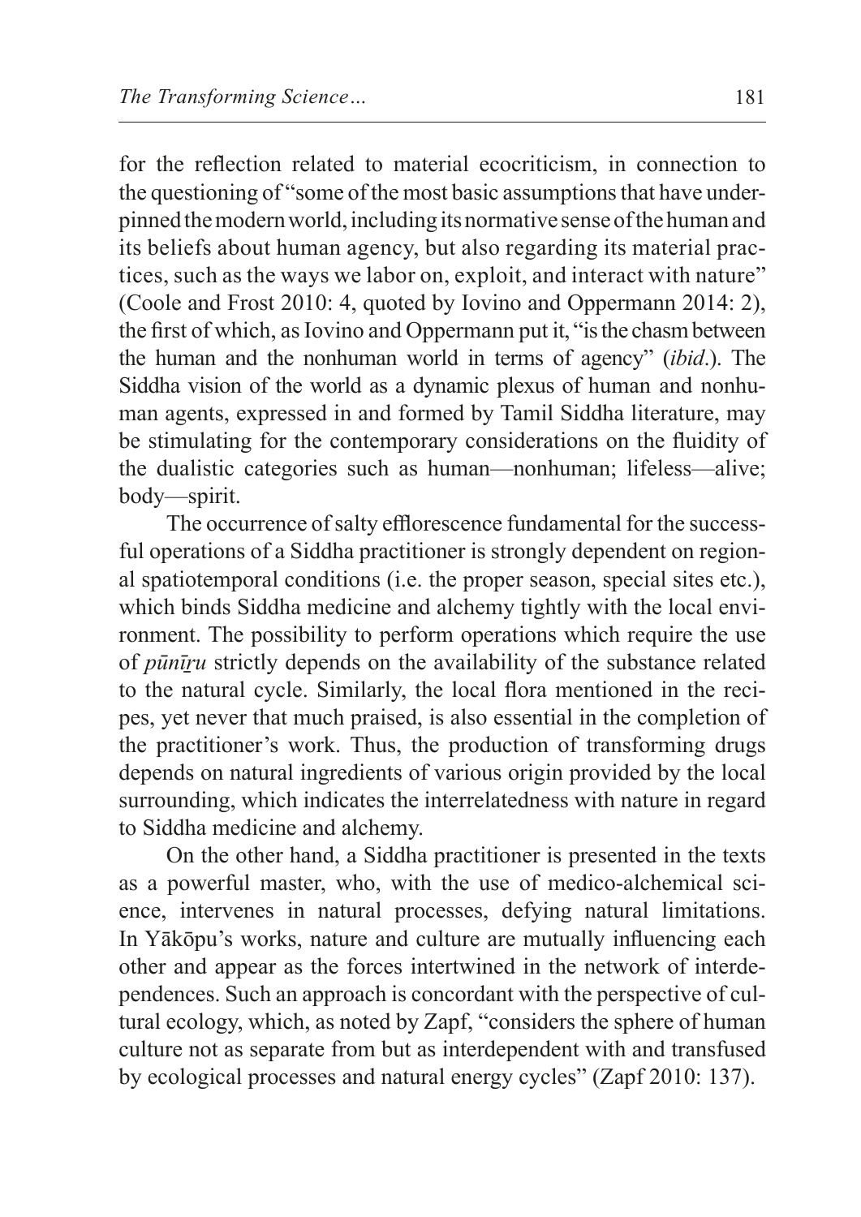for the reflection related to material ecocriticism, in connection to the questioning of "some of the most basic assumptions that have underpinned the modern world, including its normative sense of the human and its beliefs about human agency, but also regarding its material practices, such as the ways we labor on, exploit, and interact with nature" (Coole and Frost 2010: 4, quoted by Iovino and Oppermann 2014: 2), the first of which, as Iovino and Oppermann put it, "is the chasm between the human and the nonhuman world in terms of agency" (*ibid*.). The Siddha vision of the world as a dynamic plexus of human and nonhuman agents, expressed in and formed by Tamil Siddha literature, may be stimulating for the contemporary considerations on the fluidity of the dualistic categories such as human—nonhuman; lifeless—alive; body—spirit.

The occurrence of salty efflorescence fundamental for the successful operations of a Siddha practitioner is strongly dependent on regional spatiotemporal conditions (i.e. the proper season, special sites etc.), which binds Siddha medicine and alchemy tightly with the local environment. The possibility to perform operations which require the use of *pūnīṟu* strictly depends on the availability of the substance related to the natural cycle. Similarly, the local flora mentioned in the recipes, yet never that much praised, is also essential in the completion of the practitioner's work. Thus, the production of transforming drugs depends on natural ingredients of various origin provided by the local surrounding, which indicates the interrelatedness with nature in regard to Siddha medicine and alchemy.

On the other hand, a Siddha practitioner is presented in the texts as a powerful master, who, with the use of medico-alchemical science, intervenes in natural processes, defying natural limitations. In Yākōpu's works, nature and culture are mutually influencing each other and appear as the forces intertwined in the network of interdependences. Such an approach is concordant with the perspective of cultural ecology, which, as noted by Zapf, "considers the sphere of human culture not as separate from but as interdependent with and transfused by ecological processes and natural energy cycles" (Zapf 2010: 137).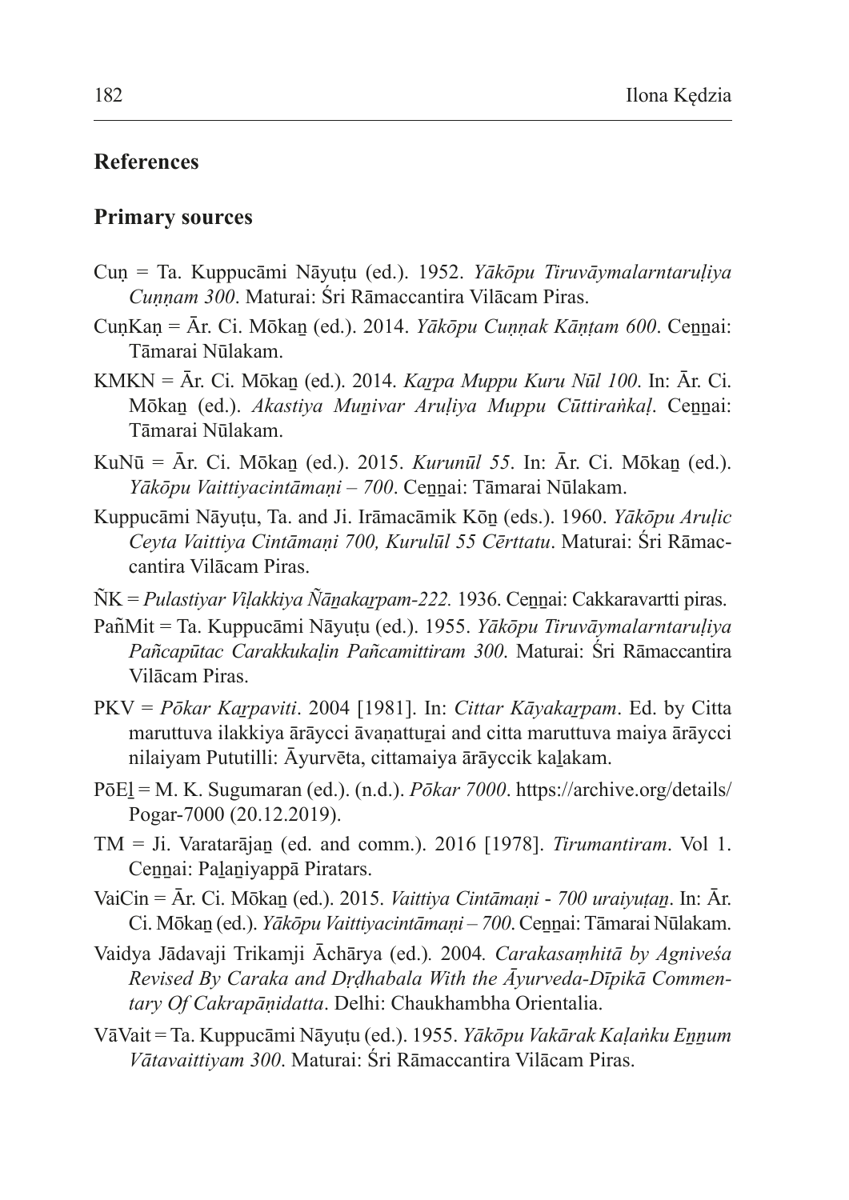## References

### Primary sources

Cuṇ = Ta. Kuppucāmi Nāyuṭu (ed.). 1952. *Yākōpu Tiruvāymalarntaruḷiya Cuṇṇam 300*. Maturai: Śri Rāmaccantira Vilācam Piras.

CuṇKaṇ = Ār. Ci. Mōkaṉ (ed.). 2014. *Yākōpu Cuṇṇak Kāṇṭam 600*. Ceṉṉai: Tāmarai Nūlakam.

KMKN = Ār. Ci. Mōkaṉ (ed.). 2014. *Kaṟpa Muppu Kuru Nūl 100*. In: Ār. Ci. Mōkaṉ (ed.). *Akastiya Muṉivar Aruḷiya Muppu Cūttiraṅkaḷ*. Ceṉṉai: Tāmarai Nūlakam.

KuNū = Ār. Ci. Mōkaṉ (ed.). 2015. *Kurunūl 55*. In: Ār. Ci. Mōkaṉ (ed.). *Yākōpu Vaittiyacintāmaṇi – 700*. Ceṉṉai: Tāmarai Nūlakam.

Kuppucāmi Nāyuṭu, Ta. and Ji. Irāmacāmik Kōṉ (eds.). 1960. *Yākōpu Aruḷic Ceyta Vaittiya Cintāmaṇi 700, Kurulūl 55 Cērttatu*. Maturai: Śri Rāmaccantira Vilācam Piras.

ÑK = *Pulastiyar Viḷakkiya Ñāṉakaṟpam-222.* 1936. Ceṉṉai: Cakkaravartti piras.

PañMit = Ta. Kuppucāmi Nāyuṭu (ed.). 1955. *Yākōpu Tiruvāymalarntaruḷiya Pañcapūtac Carakkukaḷin Pañcamittiram 300*. Maturai: Śri Rāmaccantira Vilācam Piras.

PKV = *Pōkar Kaṟpaviti*. 2004 [1981]. In: *Cittar Kāyakaṟpam*. Ed. by Citta maruttuva ilakkiya ārāycci āvaṇatturai and citta maruttuva maiya ārāycci nilaiyam Pututilli: Āyurvēta, cittamaiya ārāyccik kaḻakam.

PōEḻ = M. K. Sugumaran (ed.). (n.d.). *Pōkar 7000*. https://archive.org/details/Pogar-7000 (20.12.2019).

TM = Ji. Varatarājaṉ (ed. and comm.). 2016 [1978]. *Tirumantiram*. Vol 1. Ceṉṉai: Paḻaṉiyappā Piratars.

VaiCin = Ār. Ci. Mōkaṉ (ed.). 2015. *Vaittiya Cintāmaṇi - 700 uraiyuṭaṉ*. In: Ār. Ci. Mōkaṉ (ed.). *Yākōpu Vaittiyacintāmaṇi – 700*. Ceṉṉai: Tāmarai Nūlakam.

Vaidya Jādavaji Trikamji Āchārya (ed.). 2004. *Carakasaṃhitā by Agniveśa Revised By Caraka and Dṛḍhabala With the Āyurveda-Dīpikā Commentary Of Cakrapāṇidatta*. Delhi: Chaukhambha Orientalia.

VāVait = Ta. Kuppucāmi Nāyuṭu (ed.). 1955. *Yākōpu Vakārak Kaḷaṅku Eṉṉum Vātavaittiyam 300*. Maturai: Śri Rāmaccantira Vilācam Piras.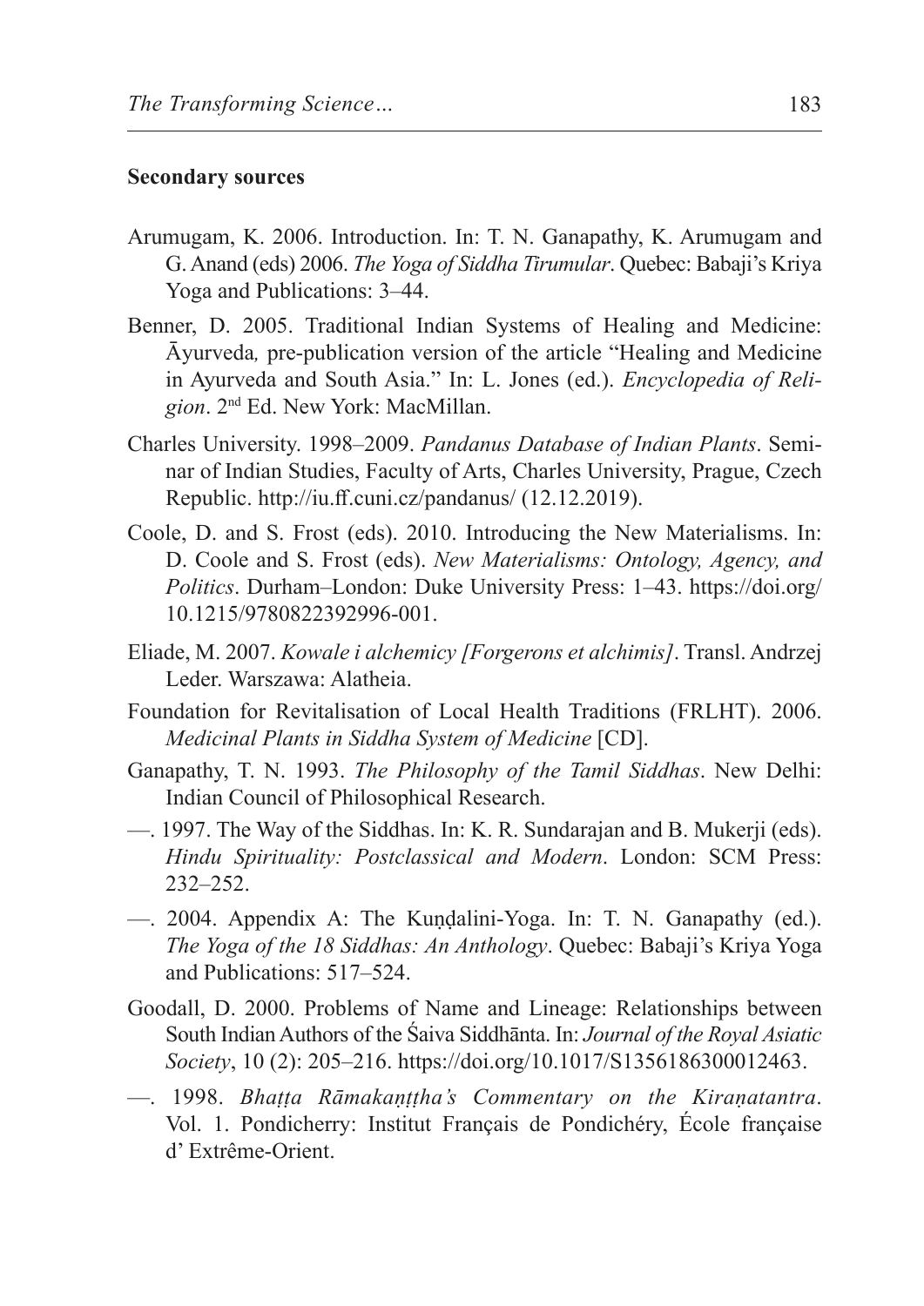**Secondary sources**

Arumugam, K. 2006. Introduction. In: T. N. Ganapathy, K. Arumugam and G. Anand (eds) 2006. *The Yoga of Siddha Tirumular*. Quebec: Babaji's Kriya Yoga and Publications: 3–44.

Benner, D. 2005. Traditional Indian Systems of Healing and Medicine: Āyurveda*,* pre-publication version of the article "Healing and Medicine in Ayurveda and South Asia." In: L. Jones (ed.). *Encyclopedia of Religion*. 2nd Ed. New York: MacMillan.

Charles University. 1998–2009. *Pandanus Database of Indian Plants*. Seminar of Indian Studies, Faculty of Arts, Charles University, Prague, Czech Republic. http://iu.ff.cuni.cz/pandanus/ (12.12.2019).

Coole, D. and S. Frost (eds). 2010. Introducing the New Materialisms. In: D. Coole and S. Frost (eds). *New Materialisms: Ontology, Agency, and Politics*. Durham–London: Duke University Press: 1–43. https://doi.org/10.1215/9780822392996-001.

Eliade, M. 2007. *Kowale i alchemicy [Forgerons et alchimis]*. Transl. Andrzej Leder. Warszawa: Alatheia.

Foundation for Revitalisation of Local Health Traditions (FRLHT). 2006. *Medicinal Plants in Siddha System of Medicine* [CD].

Ganapathy, T. N. 1993. *The Philosophy of the Tamil Siddhas*. New Delhi: Indian Council of Philosophical Research.

—. 1997. The Way of the Siddhas. In: K. R. Sundarajan and B. Mukerji (eds). *Hindu Spirituality: Postclassical and Modern*. London: SCM Press: 232–252.

—. 2004. Appendix A: The Kuṇḍalini-Yoga. In: T. N. Ganapathy (ed.). *The Yoga of the 18 Siddhas: An Anthology*. Quebec: Babaji's Kriya Yoga and Publications: 517–524.

Goodall, D. 2000. Problems of Name and Lineage: Relationships between South Indian Authors of the Śaiva Siddhānta. In: *Journal of the Royal Asiatic Society*, 10 (2): 205–216. https://doi.org/10.1017/S1356186300012463.

—. 1998. *Bhaṭṭa Rāmakaṇṭṭha's Commentary on the Kiraṇatantra*. Vol. 1. Pondicherry: Institut Français de Pondichéry, École française d' Extrême-Orient.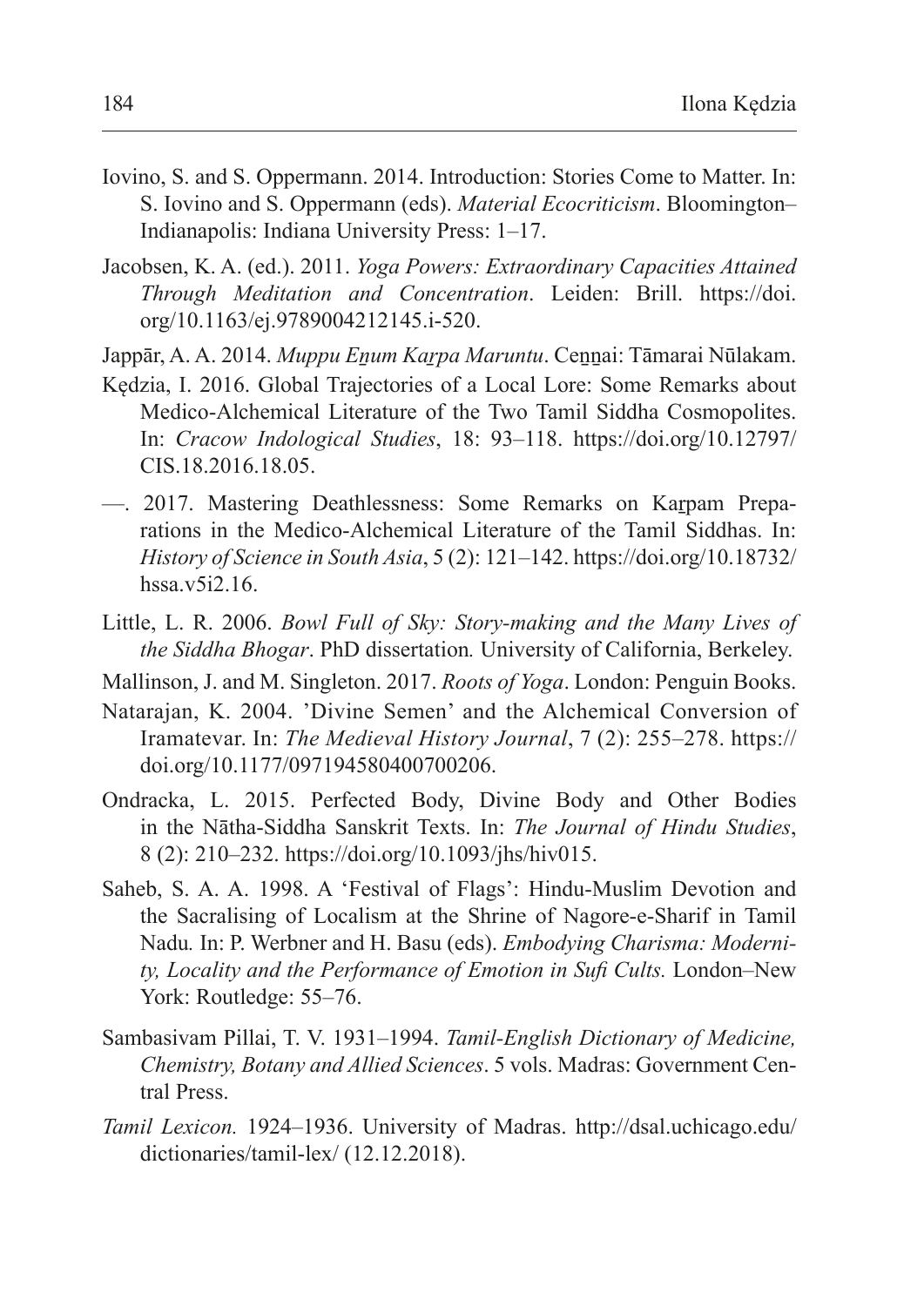Iovino, S. and S. Oppermann. 2014. Introduction: Stories Come to Matter. In: S. Iovino and S. Oppermann (eds). *Material Ecocriticism*. Bloomington–Indianapolis: Indiana University Press: 1–17.

Jacobsen, K. A. (ed.). 2011. *Yoga Powers: Extraordinary Capacities Attained Through Meditation and Concentration*. Leiden: Brill. https://doi.org/10.1163/ej.9789004212145.i-520.

Jappār, A. A. 2014. *Muppu Eṉum Kaṟpa Maruntu*. Ceṉṉai: Tāmarai Nūlakam.

Kędzia, I. 2016. Global Trajectories of a Local Lore: Some Remarks about Medico-Alchemical Literature of the Two Tamil Siddha Cosmopolites. In: *Cracow Indological Studies*, 18: 93–118. https://doi.org/10.12797/CIS.18.2016.18.05.

—. 2017. Mastering Deathlessness: Some Remarks on Kaṟpam Preparations in the Medico-Alchemical Literature of the Tamil Siddhas. In: *History of Science in South Asia*, 5 (2): 121–142. https://doi.org/10.18732/hssa.v5i2.16.

Little, L. R. 2006. *Bowl Full of Sky: Story-making and the Many Lives of the Siddha Bhogar*. PhD dissertation*.* University of California, Berkeley.

Mallinson, J. and M. Singleton. 2017. *Roots of Yoga*. London: Penguin Books.

Natarajan, K. 2004. 'Divine Semen' and the Alchemical Conversion of Iramatevar. In: *The Medieval History Journal*, 7 (2): 255–278. https://doi.org/10.1177/097194580400700206.

Ondracka, L. 2015. Perfected Body, Divine Body and Other Bodies in the Nātha-Siddha Sanskrit Texts. In: *The Journal of Hindu Studies*, 8 (2): 210–232. https://doi.org/10.1093/jhs/hiv015.

Saheb, S. A. A. 1998. A 'Festival of Flags': Hindu-Muslim Devotion and the Sacralising of Localism at the Shrine of Nagore-e-Sharif in Tamil Nadu*.* In: P. Werbner and H. Basu (eds). *Embodying Charisma: Modernity, Locality and the Performance of Emotion in Sufi Cults.* London–New York: Routledge: 55–76.

Sambasivam Pillai, T. V. 1931–1994. *Tamil-English Dictionary of Medicine, Chemistry, Botany and Allied Sciences*. 5 vols. Madras: Government Central Press.

*Tamil Lexicon.* 1924–1936. University of Madras. http://dsal.uchicago.edu/dictionaries/tamil-lex/ (12.12.2018).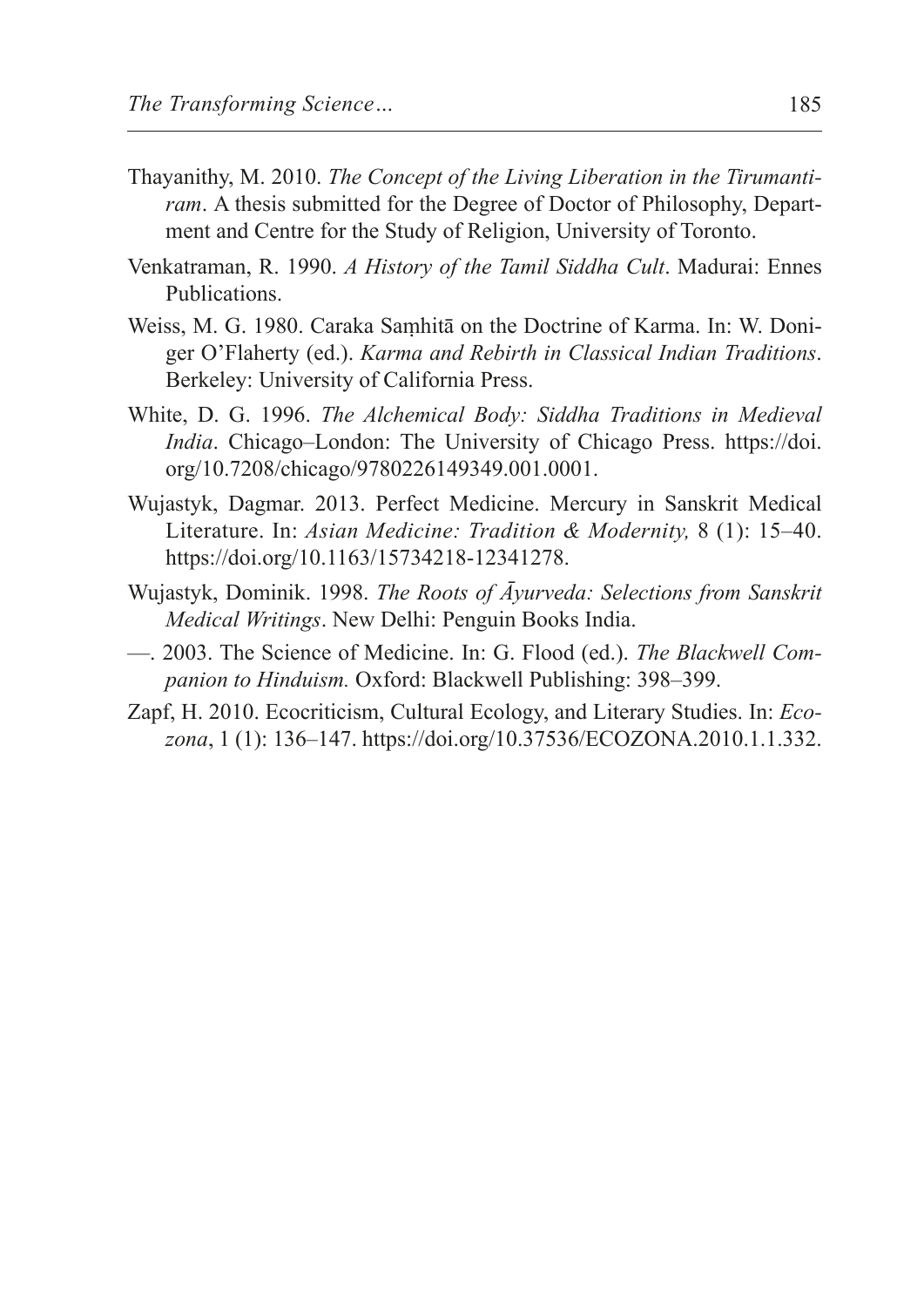Thayanithy, M. 2010. *The Concept of the Living Liberation in the Tirumantiram*. A thesis submitted for the Degree of Doctor of Philosophy, Department and Centre for the Study of Religion, University of Toronto.

Venkatraman, R. 1990. *A History of the Tamil Siddha Cult*. Madurai: Ennes Publications.

Weiss, M. G. 1980. Caraka Saṃhitā on the Doctrine of Karma. In: W. Doniger O'Flaherty (ed.). *Karma and Rebirth in Classical Indian Traditions*. Berkeley: University of California Press.

White, D. G. 1996. *The Alchemical Body: Siddha Traditions in Medieval India*. Chicago–London: The University of Chicago Press. https://doi.org/10.7208/chicago/9780226149349.001.0001.

Wujastyk, Dagmar. 2013. Perfect Medicine. Mercury in Sanskrit Medical Literature. In: *Asian Medicine: Tradition & Modernity,* 8 (1): 15–40. https://doi.org/10.1163/15734218-12341278.

Wujastyk, Dominik. 1998. *The Roots of Āyurveda: Selections from Sanskrit Medical Writings*. New Delhi: Penguin Books India.

—. 2003. The Science of Medicine. In: G. Flood (ed.). *The Blackwell Companion to Hinduism.* Oxford: Blackwell Publishing: 398–399.

Zapf, H. 2010. Ecocriticism, Cultural Ecology, and Literary Studies. In: *Ecozona*, 1 (1): 136–147. https://doi.org/10.37536/ECOZONA.2010.1.1.332.